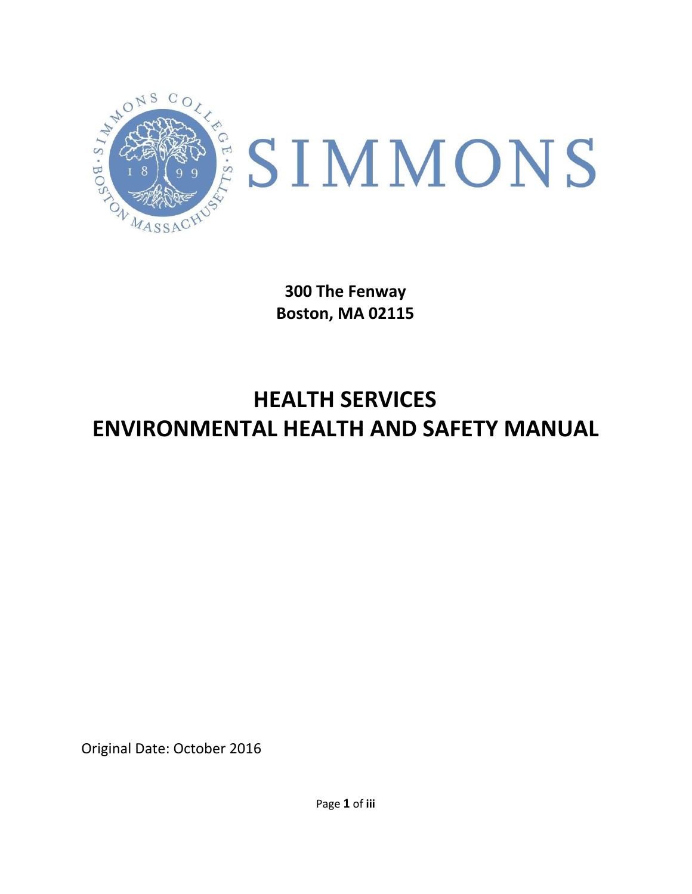SIMMONS

**300 The Fenway**
**Boston, MA 02115**

# HEALTH SERVICES
# ENVIRONMENTAL HEALTH AND SAFETY MANUAL

Original Date: October 2016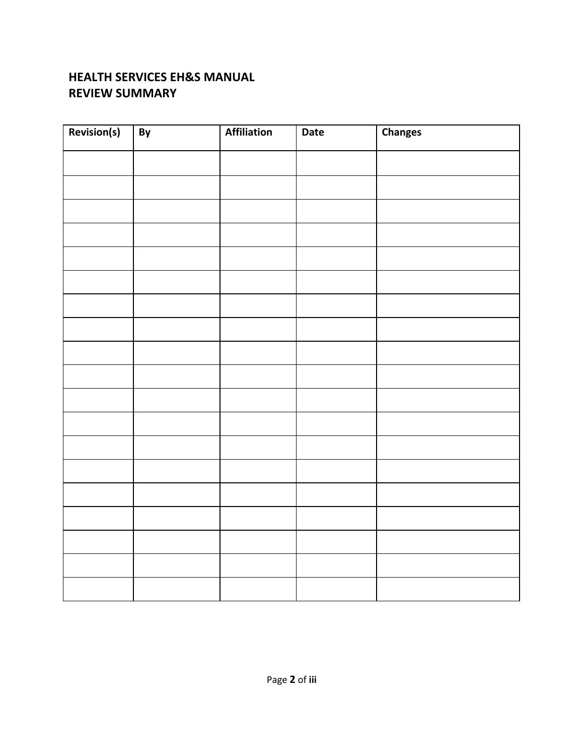**HEALTH SERVICES EH&S MANUAL**
**REVIEW SUMMARY**

| Revision(s) | By | Affiliation | Date | Changes |
|---|---|---|---|---|
| | | | | |
| | | | | |
| | | | | |
| | | | | |
| | | | | |
| | | | | |
| | | | | |
| | | | | |
| | | | | |
| | | | | |
| | | | | |
| | | | | |
| | | | | |
| | | | | |
| | | | | |
| | | | | |
| | | | | |
| | | | | |
| | | | | |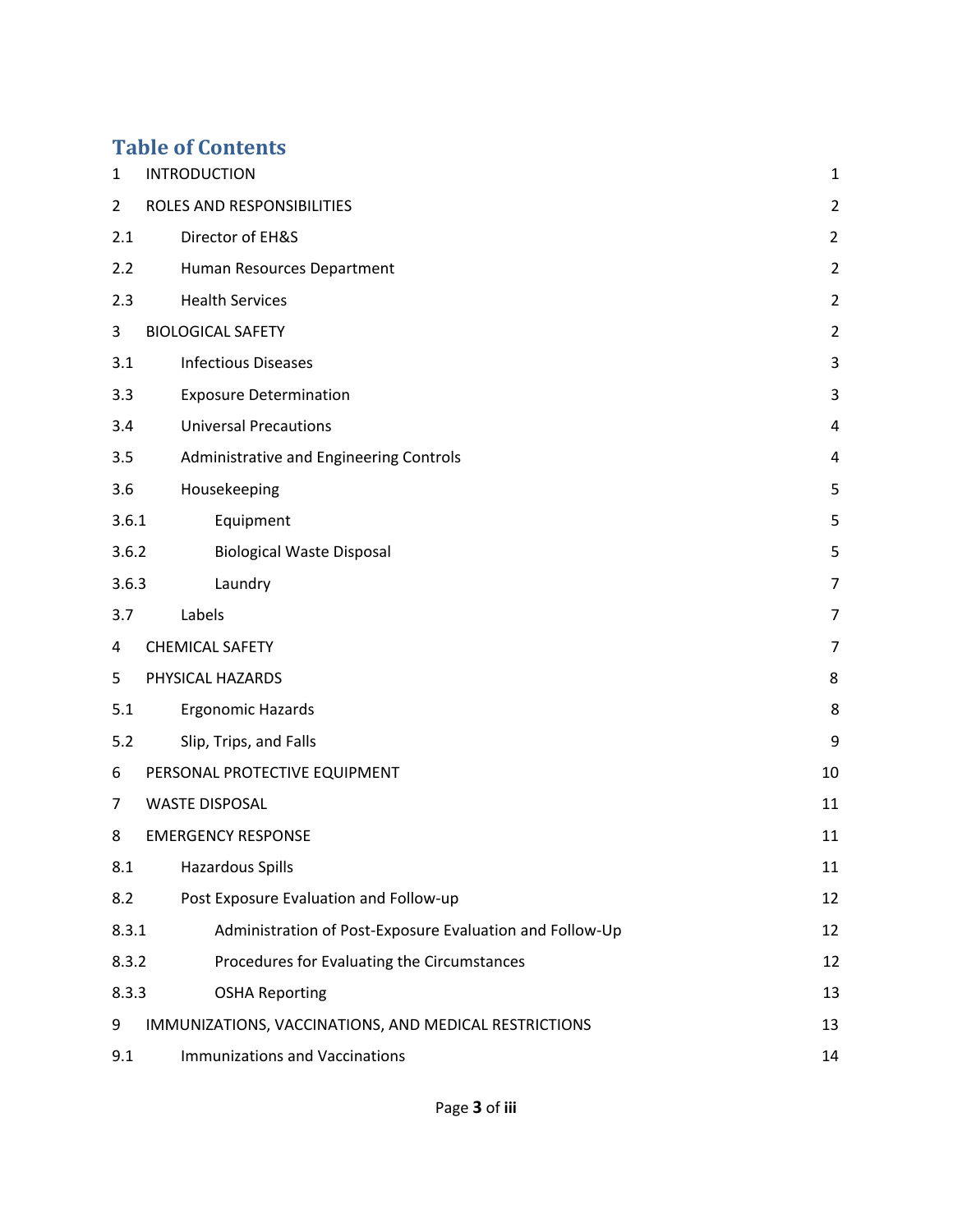# Table of Contents

| | | |
|---|---|---|
| 1 | INTRODUCTION | 1 |
| 2 | ROLES AND RESPONSIBILITIES | 2 |
| 2.1 | Director of EH&S | 2 |
| 2.2 | Human Resources Department | 2 |
| 2.3 | Health Services | 2 |
| 3 | BIOLOGICAL SAFETY | 2 |
| 3.1 | Infectious Diseases | 3 |
| 3.3 | Exposure Determination | 3 |
| 3.4 | Universal Precautions | 4 |
| 3.5 | Administrative and Engineering Controls | 4 |
| 3.6 | Housekeeping | 5 |
| 3.6.1 | Equipment | 5 |
| 3.6.2 | Biological Waste Disposal | 5 |
| 3.6.3 | Laundry | 7 |
| 3.7 | Labels | 7 |
| 4 | CHEMICAL SAFETY | 7 |
| 5 | PHYSICAL HAZARDS | 8 |
| 5.1 | Ergonomic Hazards | 8 |
| 5.2 | Slip, Trips, and Falls | 9 |
| 6 | PERSONAL PROTECTIVE EQUIPMENT | 10 |
| 7 | WASTE DISPOSAL | 11 |
| 8 | EMERGENCY RESPONSE | 11 |
| 8.1 | Hazardous Spills | 11 |
| 8.2 | Post Exposure Evaluation and Follow-up | 12 |
| 8.3.1 | Administration of Post-Exposure Evaluation and Follow-Up | 12 |
| 8.3.2 | Procedures for Evaluating the Circumstances | 12 |
| 8.3.3 | OSHA Reporting | 13 |
| 9 | IMMUNIZATIONS, VACCINATIONS, AND MEDICAL RESTRICTIONS | 13 |
| 9.1 | Immunizations and Vaccinations | 14 |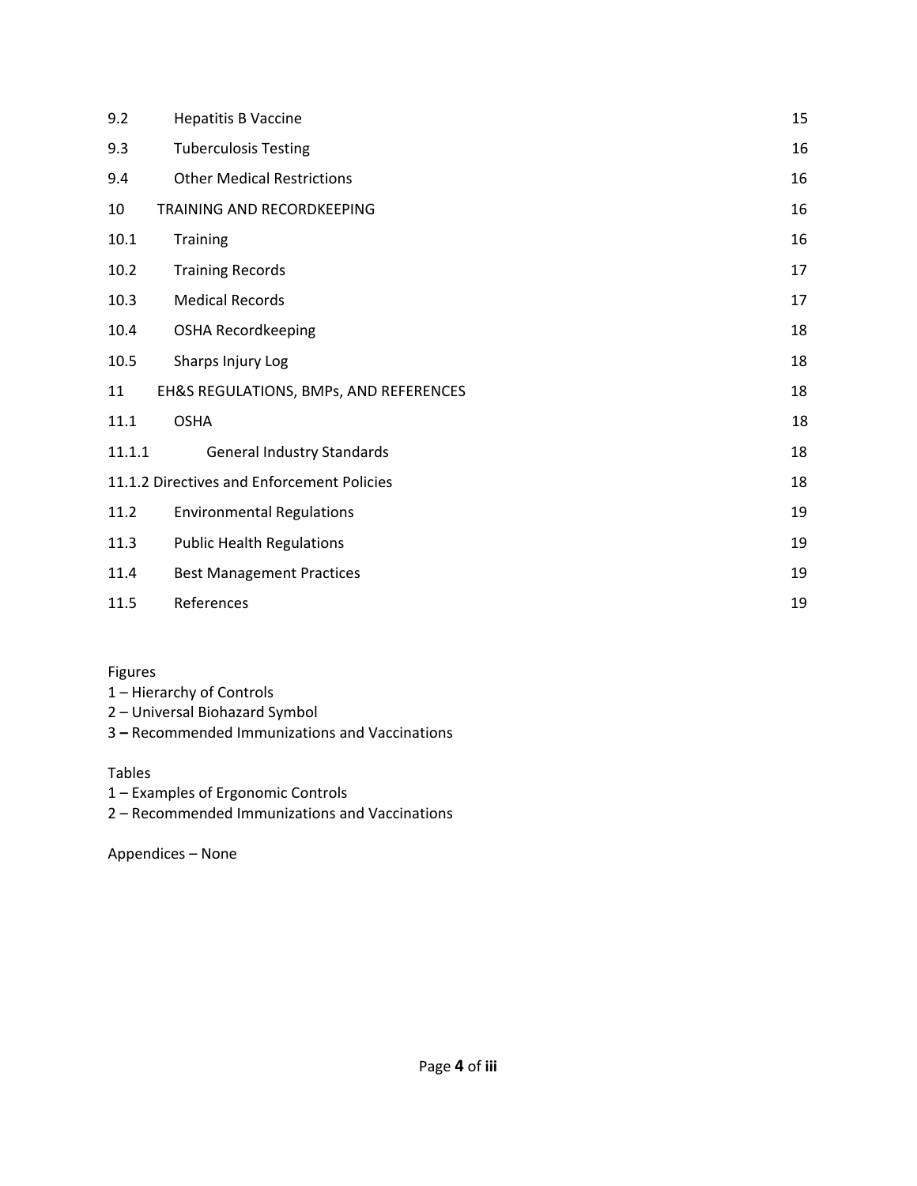| | | |
|---|---|---|
| 9.2 | Hepatitis B Vaccine | 15 |
| 9.3 | Tuberculosis Testing | 16 |
| 9.4 | Other Medical Restrictions | 16 |
| 10 | TRAINING AND RECORDKEEPING | 16 |
| 10.1 | Training | 16 |
| 10.2 | Training Records | 17 |
| 10.3 | Medical Records | 17 |
| 10.4 | OSHA Recordkeeping | 18 |
| 10.5 | Sharps Injury Log | 18 |
| 11 | EH&S REGULATIONS, BMPs, AND REFERENCES | 18 |
| 11.1 | OSHA | 18 |
| 11.1.1 | General Industry Standards | 18 |
| 11.1.2 | Directives and Enforcement Policies | 18 |
| 11.2 | Environmental Regulations | 19 |
| 11.3 | Public Health Regulations | 19 |
| 11.4 | Best Management Practices | 19 |
| 11.5 | References | 19 |

Figures
1 – Hierarchy of Controls
2 – Universal Biohazard Symbol
3 **–** Recommended Immunizations and Vaccinations

Tables
1 – Examples of Ergonomic Controls
2 – Recommended Immunizations and Vaccinations

Appendices – None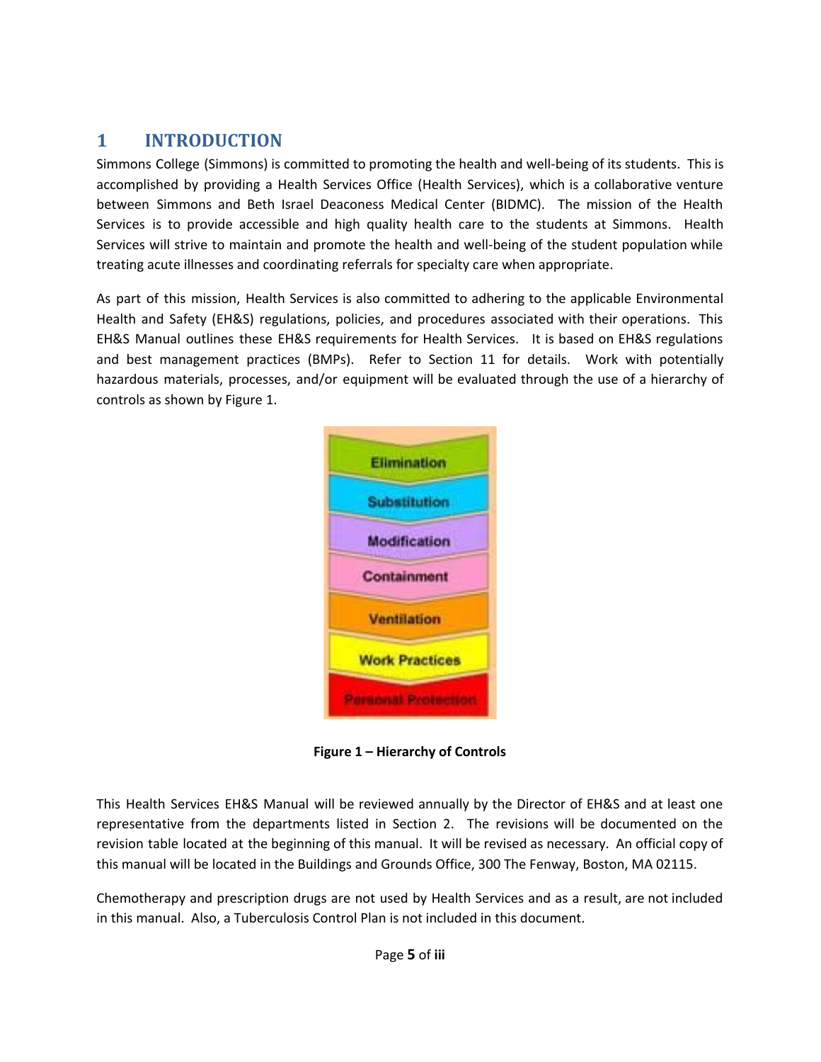# 1 INTRODUCTION

Simmons College (Simmons) is committed to promoting the health and well-being of its students. This is accomplished by providing a Health Services Office (Health Services), which is a collaborative venture between Simmons and Beth Israel Deaconess Medical Center (BIDMC). The mission of the Health Services is to provide accessible and high quality health care to the students at Simmons. Health Services will strive to maintain and promote the health and well-being of the student population while treating acute illnesses and coordinating referrals for specialty care when appropriate.

As part of this mission, Health Services is also committed to adhering to the applicable Environmental Health and Safety (EH&S) regulations, policies, and procedures associated with their operations. This EH&S Manual outlines these EH&S requirements for Health Services. It is based on EH&S regulations and best management practices (BMPs). Refer to Section 11 for details. Work with potentially hazardous materials, processes, and/or equipment will be evaluated through the use of a hierarchy of controls as shown by Figure 1.

- Elimination
- Substitution
- Modification
- Containment
- Ventilation
- Work Practices
- Personal Protection

**Figure 1 – Hierarchy of Controls**

This Health Services EH&S Manual will be reviewed annually by the Director of EH&S and at least one representative from the departments listed in Section 2. The revisions will be documented on the revision table located at the beginning of this manual. It will be revised as necessary. An official copy of this manual will be located in the Buildings and Grounds Office, 300 The Fenway, Boston, MA 02115.

Chemotherapy and prescription drugs are not used by Health Services and as a result, are not included in this manual. Also, a Tuberculosis Control Plan is not included in this document.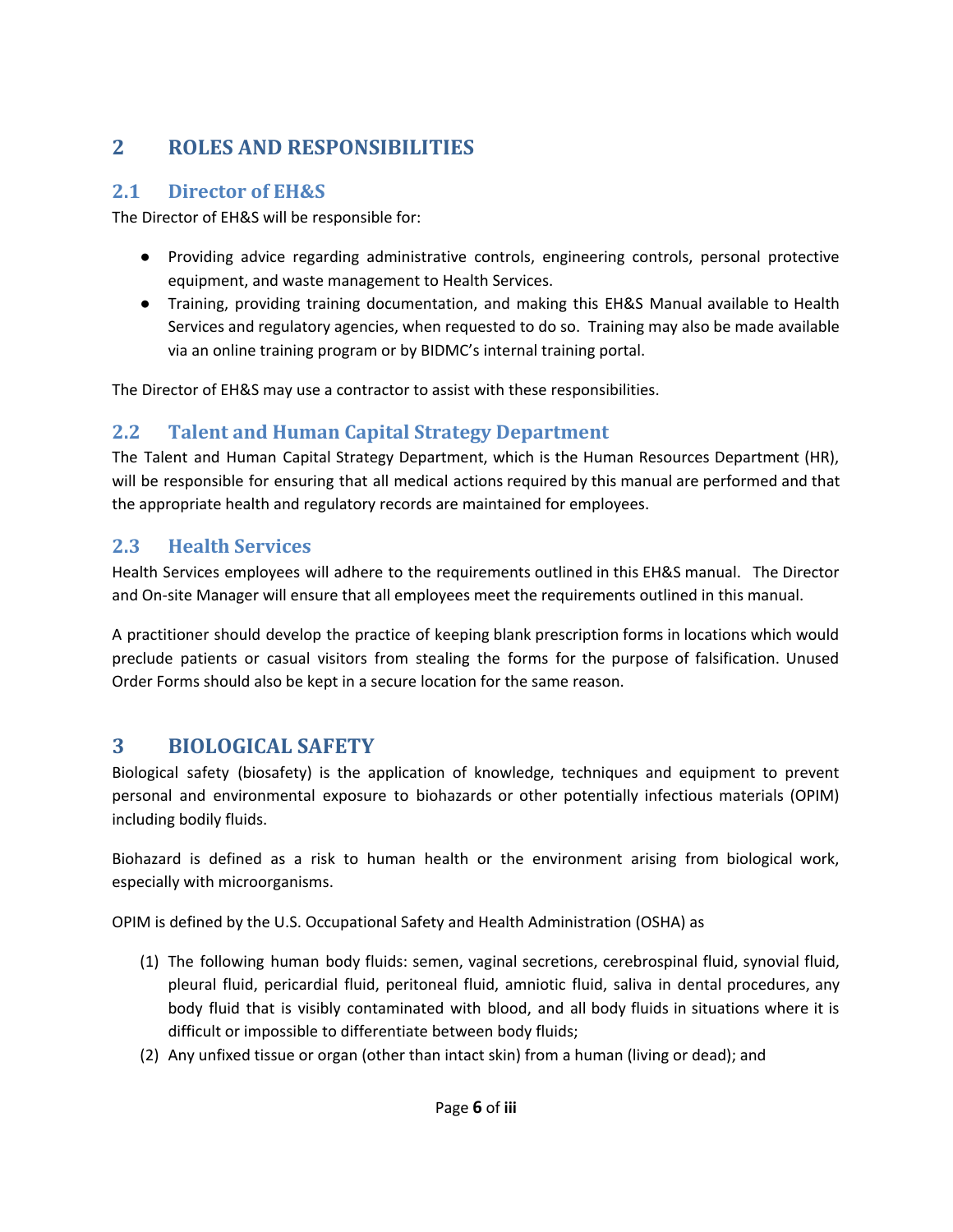# 2 ROLES AND RESPONSIBILITIES

## 2.1 Director of EH&S

The Director of EH&S will be responsible for:

- Providing advice regarding administrative controls, engineering controls, personal protective equipment, and waste management to Health Services.
- Training, providing training documentation, and making this EH&S Manual available to Health Services and regulatory agencies, when requested to do so. Training may also be made available via an online training program or by BIDMC's internal training portal.

The Director of EH&S may use a contractor to assist with these responsibilities.

## 2.2 Talent and Human Capital Strategy Department

The Talent and Human Capital Strategy Department, which is the Human Resources Department (HR), will be responsible for ensuring that all medical actions required by this manual are performed and that the appropriate health and regulatory records are maintained for employees.

## 2.3 Health Services

Health Services employees will adhere to the requirements outlined in this EH&S manual. The Director and On-site Manager will ensure that all employees meet the requirements outlined in this manual.

A practitioner should develop the practice of keeping blank prescription forms in locations which would preclude patients or casual visitors from stealing the forms for the purpose of falsification. Unused Order Forms should also be kept in a secure location for the same reason.

# 3 BIOLOGICAL SAFETY

Biological safety (biosafety) is the application of knowledge, techniques and equipment to prevent personal and environmental exposure to biohazards or other potentially infectious materials (OPIM) including bodily fluids.

Biohazard is defined as a risk to human health or the environment arising from biological work, especially with microorganisms.

OPIM is defined by the U.S. Occupational Safety and Health Administration (OSHA) as

(1) The following human body fluids: semen, vaginal secretions, cerebrospinal fluid, synovial fluid, pleural fluid, pericardial fluid, peritoneal fluid, amniotic fluid, saliva in dental procedures, any body fluid that is visibly contaminated with blood, and all body fluids in situations where it is difficult or impossible to differentiate between body fluids;
(2) Any unfixed tissue or organ (other than intact skin) from a human (living or dead); and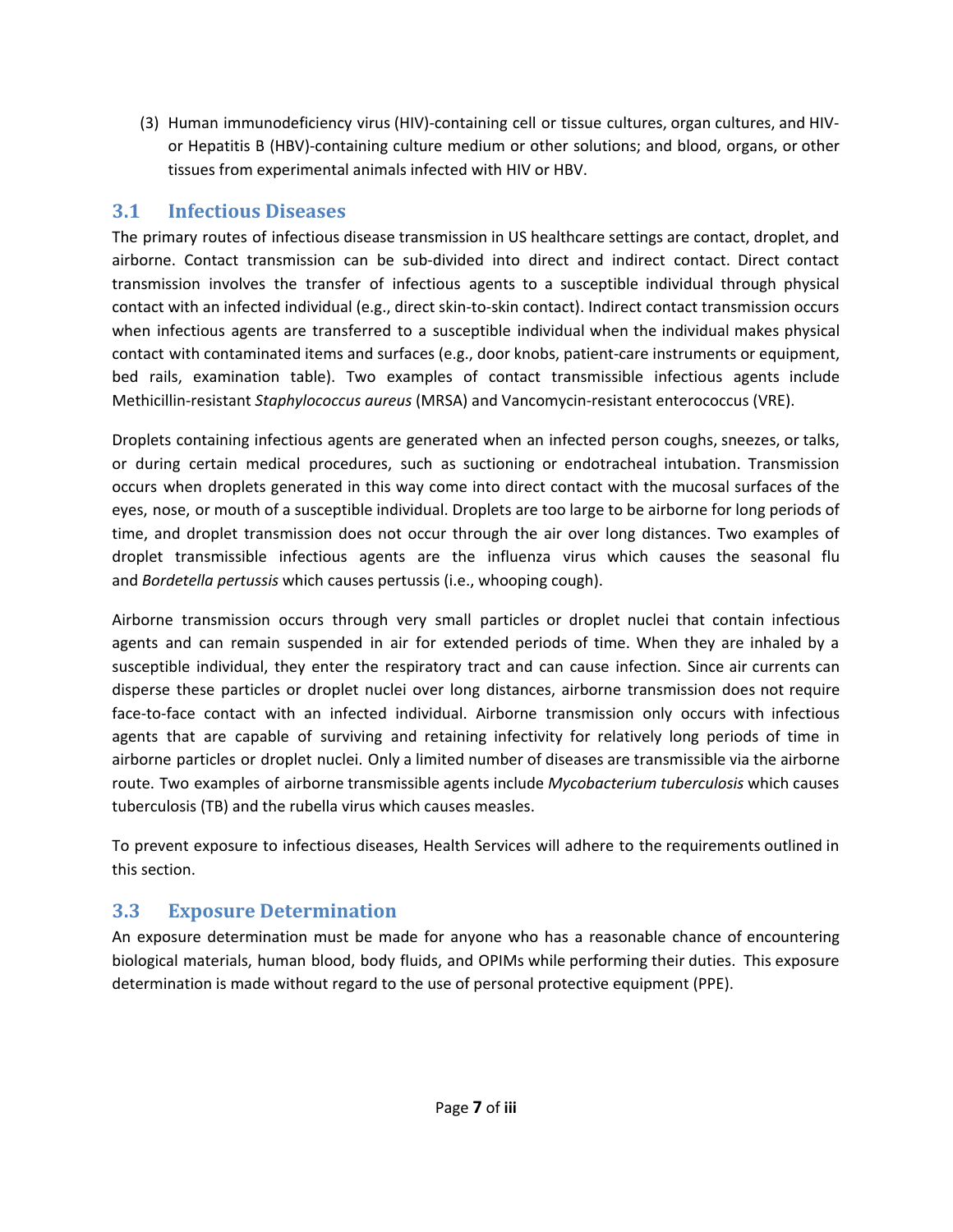(3) Human immunodeficiency virus (HIV)-containing cell or tissue cultures, organ cultures, and HIV- or Hepatitis B (HBV)-containing culture medium or other solutions; and blood, organs, or other tissues from experimental animals infected with HIV or HBV.

## 3.1 Infectious Diseases

The primary routes of infectious disease transmission in US healthcare settings are contact, droplet, and airborne. Contact transmission can be sub-divided into direct and indirect contact. Direct contact transmission involves the transfer of infectious agents to a susceptible individual through physical contact with an infected individual (e.g., direct skin-to-skin contact). Indirect contact transmission occurs when infectious agents are transferred to a susceptible individual when the individual makes physical contact with contaminated items and surfaces (e.g., door knobs, patient-care instruments or equipment, bed rails, examination table). Two examples of contact transmissible infectious agents include Methicillin-resistant *Staphylococcus aureus* (MRSA) and Vancomycin-resistant enterococcus (VRE).

Droplets containing infectious agents are generated when an infected person coughs, sneezes, or talks, or during certain medical procedures, such as suctioning or endotracheal intubation. Transmission occurs when droplets generated in this way come into direct contact with the mucosal surfaces of the eyes, nose, or mouth of a susceptible individual. Droplets are too large to be airborne for long periods of time, and droplet transmission does not occur through the air over long distances. Two examples of droplet transmissible infectious agents are the influenza virus which causes the seasonal flu and *Bordetella pertussis* which causes pertussis (i.e., whooping cough).

Airborne transmission occurs through very small particles or droplet nuclei that contain infectious agents and can remain suspended in air for extended periods of time. When they are inhaled by a susceptible individual, they enter the respiratory tract and can cause infection. Since air currents can disperse these particles or droplet nuclei over long distances, airborne transmission does not require face-to-face contact with an infected individual. Airborne transmission only occurs with infectious agents that are capable of surviving and retaining infectivity for relatively long periods of time in airborne particles or droplet nuclei. Only a limited number of diseases are transmissible via the airborne route. Two examples of airborne transmissible agents include *Mycobacterium tuberculosis* which causes tuberculosis (TB) and the rubella virus which causes measles.

To prevent exposure to infectious diseases, Health Services will adhere to the requirements outlined in this section.

## 3.3 Exposure Determination

An exposure determination must be made for anyone who has a reasonable chance of encountering biological materials, human blood, body fluids, and OPIMs while performing their duties. This exposure determination is made without regard to the use of personal protective equipment (PPE).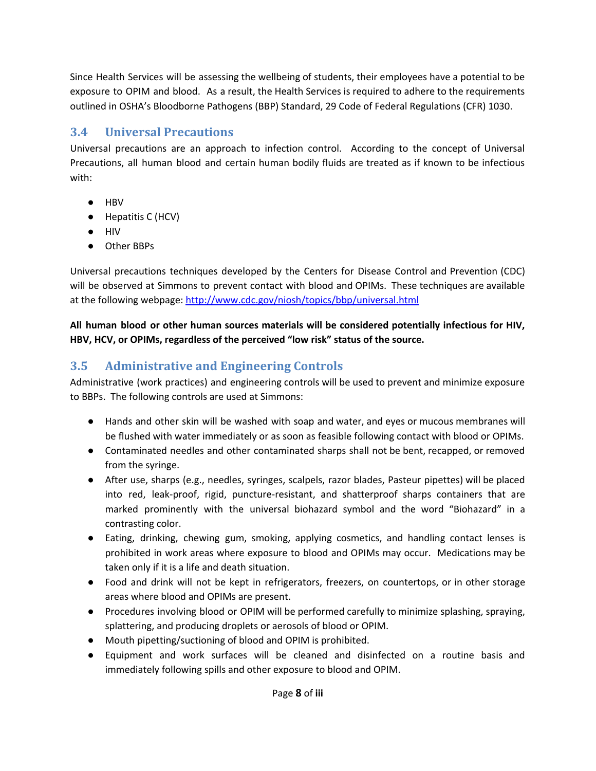Since Health Services will be assessing the wellbeing of students, their employees have a potential to be exposure to OPIM and blood. As a result, the Health Services is required to adhere to the requirements outlined in OSHA's Bloodborne Pathogens (BBP) Standard, 29 Code of Federal Regulations (CFR) 1030.

## 3.4 Universal Precautions

Universal precautions are an approach to infection control. According to the concept of Universal Precautions, all human blood and certain human bodily fluids are treated as if known to be infectious with:

- HBV
- Hepatitis C (HCV)
- HIV
- Other BBPs

Universal precautions techniques developed by the Centers for Disease Control and Prevention (CDC) will be observed at Simmons to prevent contact with blood and OPIMs. These techniques are available at the following webpage: [http://www.cdc.gov/niosh/topics/bbp/universal.html](http://www.cdc.gov/niosh/topics/bbp/universal.html)

**All human blood or other human sources materials will be considered potentially infectious for HIV, HBV, HCV, or OPIMs, regardless of the perceived "low risk" status of the source.**

## 3.5 Administrative and Engineering Controls

Administrative (work practices) and engineering controls will be used to prevent and minimize exposure to BBPs. The following controls are used at Simmons:

- Hands and other skin will be washed with soap and water, and eyes or mucous membranes will be flushed with water immediately or as soon as feasible following contact with blood or OPIMs.
- Contaminated needles and other contaminated sharps shall not be bent, recapped, or removed from the syringe.
- After use, sharps (e.g., needles, syringes, scalpels, razor blades, Pasteur pipettes) will be placed into red, leak-proof, rigid, puncture-resistant, and shatterproof sharps containers that are marked prominently with the universal biohazard symbol and the word "Biohazard" in a contrasting color.
- Eating, drinking, chewing gum, smoking, applying cosmetics, and handling contact lenses is prohibited in work areas where exposure to blood and OPIMs may occur. Medications may be taken only if it is a life and death situation.
- Food and drink will not be kept in refrigerators, freezers, on countertops, or in other storage areas where blood and OPIMs are present.
- Procedures involving blood or OPIM will be performed carefully to minimize splashing, spraying, splattering, and producing droplets or aerosols of blood or OPIM.
- Mouth pipetting/suctioning of blood and OPIM is prohibited.
- Equipment and work surfaces will be cleaned and disinfected on a routine basis and immediately following spills and other exposure to blood and OPIM.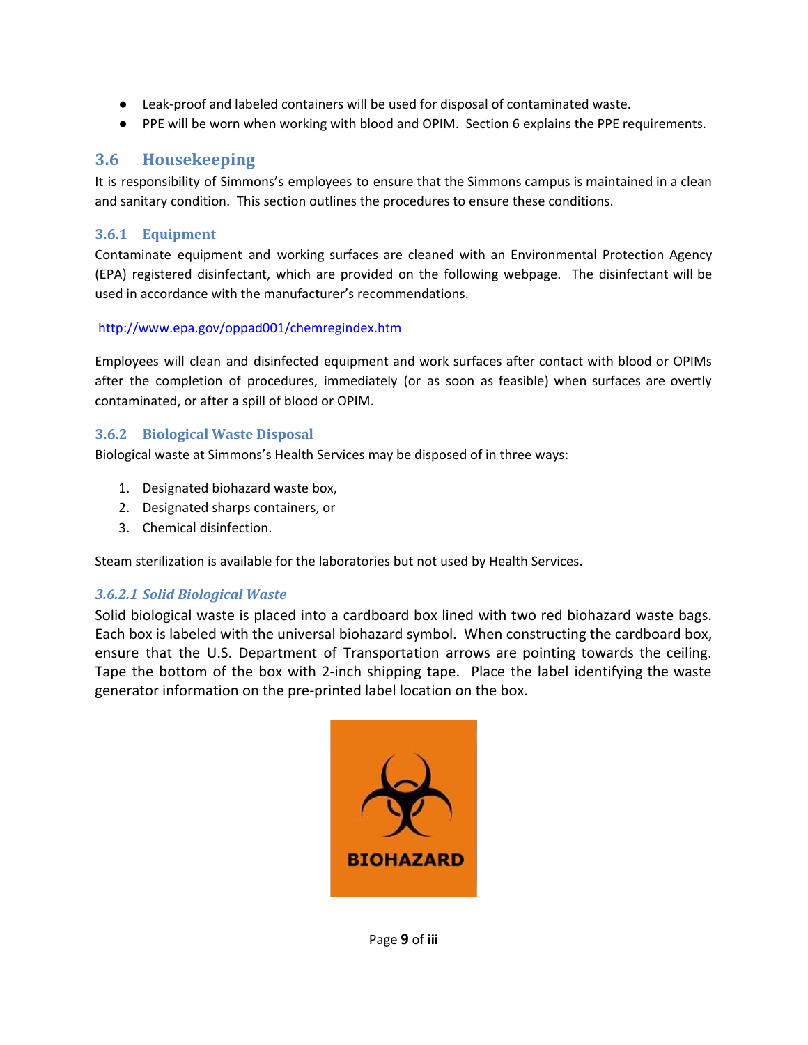- Leak-proof and labeled containers will be used for disposal of contaminated waste.
- PPE will be worn when working with blood and OPIM. Section 6 explains the PPE requirements.

## 3.6 Housekeeping

It is responsibility of Simmons's employees to ensure that the Simmons campus is maintained in a clean and sanitary condition. This section outlines the procedures to ensure these conditions.

### 3.6.1 Equipment

Contaminate equipment and working surfaces are cleaned with an Environmental Protection Agency (EPA) registered disinfectant, which are provided on the following webpage. The disinfectant will be used in accordance with the manufacturer's recommendations.

http://www.epa.gov/oppad001/chemregindex.htm

Employees will clean and disinfected equipment and work surfaces after contact with blood or OPIMs after the completion of procedures, immediately (or as soon as feasible) when surfaces are overtly contaminated, or after a spill of blood or OPIM.

### 3.6.2 Biological Waste Disposal

Biological waste at Simmons's Health Services may be disposed of in three ways:

1. Designated biohazard waste box,
2. Designated sharps containers, or
3. Chemical disinfection.

Steam sterilization is available for the laboratories but not used by Health Services.

#### *3.6.2.1 Solid Biological Waste*

Solid biological waste is placed into a cardboard box lined with two red biohazard waste bags. Each box is labeled with the universal biohazard symbol. When constructing the cardboard box, ensure that the U.S. Department of Transportation arrows are pointing towards the ceiling. Tape the bottom of the box with 2-inch shipping tape. Place the label identifying the waste generator information on the pre-printed label location on the box.

BIOHAZARD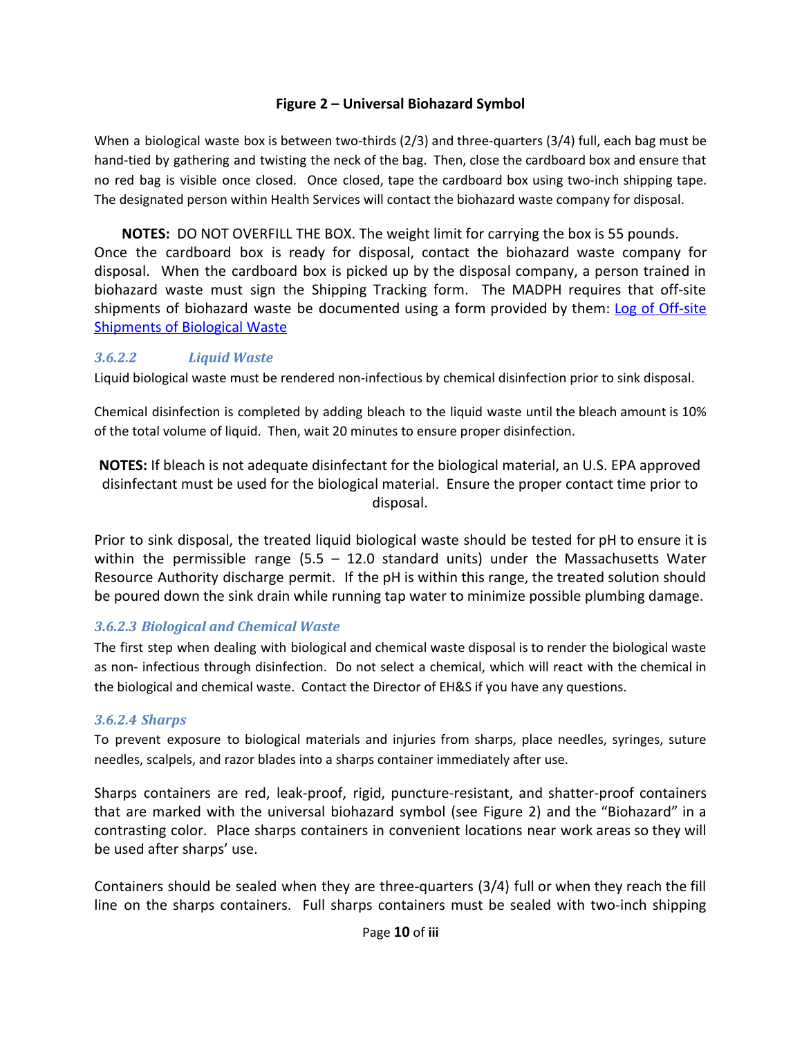**Figure 2 – Universal Biohazard Symbol**

When a biological waste box is between two-thirds (2/3) and three-quarters (3/4) full, each bag must be hand-tied by gathering and twisting the neck of the bag. Then, close the cardboard box and ensure that no red bag is visible once closed. Once closed, tape the cardboard box using two-inch shipping tape. The designated person within Health Services will contact the biohazard waste company for disposal.

**NOTES:** DO NOT OVERFILL THE BOX. The weight limit for carrying the box is 55 pounds. Once the cardboard box is ready for disposal, contact the biohazard waste company for disposal. When the cardboard box is picked up by the disposal company, a person trained in biohazard waste must sign the Shipping Tracking form. The MADPH requires that off-site shipments of biohazard waste be documented using a form provided by them: Log of Off-site Shipments of Biological Waste

#### *3.6.2.2 Liquid Waste*

Liquid biological waste must be rendered non-infectious by chemical disinfection prior to sink disposal.

Chemical disinfection is completed by adding bleach to the liquid waste until the bleach amount is 10% of the total volume of liquid. Then, wait 20 minutes to ensure proper disinfection.

**NOTES:** If bleach is not adequate disinfectant for the biological material, an U.S. EPA approved disinfectant must be used for the biological material. Ensure the proper contact time prior to disposal.

Prior to sink disposal, the treated liquid biological waste should be tested for pH to ensure it is within the permissible range (5.5 – 12.0 standard units) under the Massachusetts Water Resource Authority discharge permit. If the pH is within this range, the treated solution should be poured down the sink drain while running tap water to minimize possible plumbing damage.

#### *3.6.2.3 Biological and Chemical Waste*

The first step when dealing with biological and chemical waste disposal is to render the biological waste as non- infectious through disinfection. Do not select a chemical, which will react with the chemical in the biological and chemical waste. Contact the Director of EH&S if you have any questions.

#### *3.6.2.4 Sharps*

To prevent exposure to biological materials and injuries from sharps, place needles, syringes, suture needles, scalpels, and razor blades into a sharps container immediately after use.

Sharps containers are red, leak-proof, rigid, puncture-resistant, and shatter-proof containers that are marked with the universal biohazard symbol (see Figure 2) and the "Biohazard" in a contrasting color. Place sharps containers in convenient locations near work areas so they will be used after sharps' use.

Containers should be sealed when they are three-quarters (3/4) full or when they reach the fill line on the sharps containers. Full sharps containers must be sealed with two-inch shipping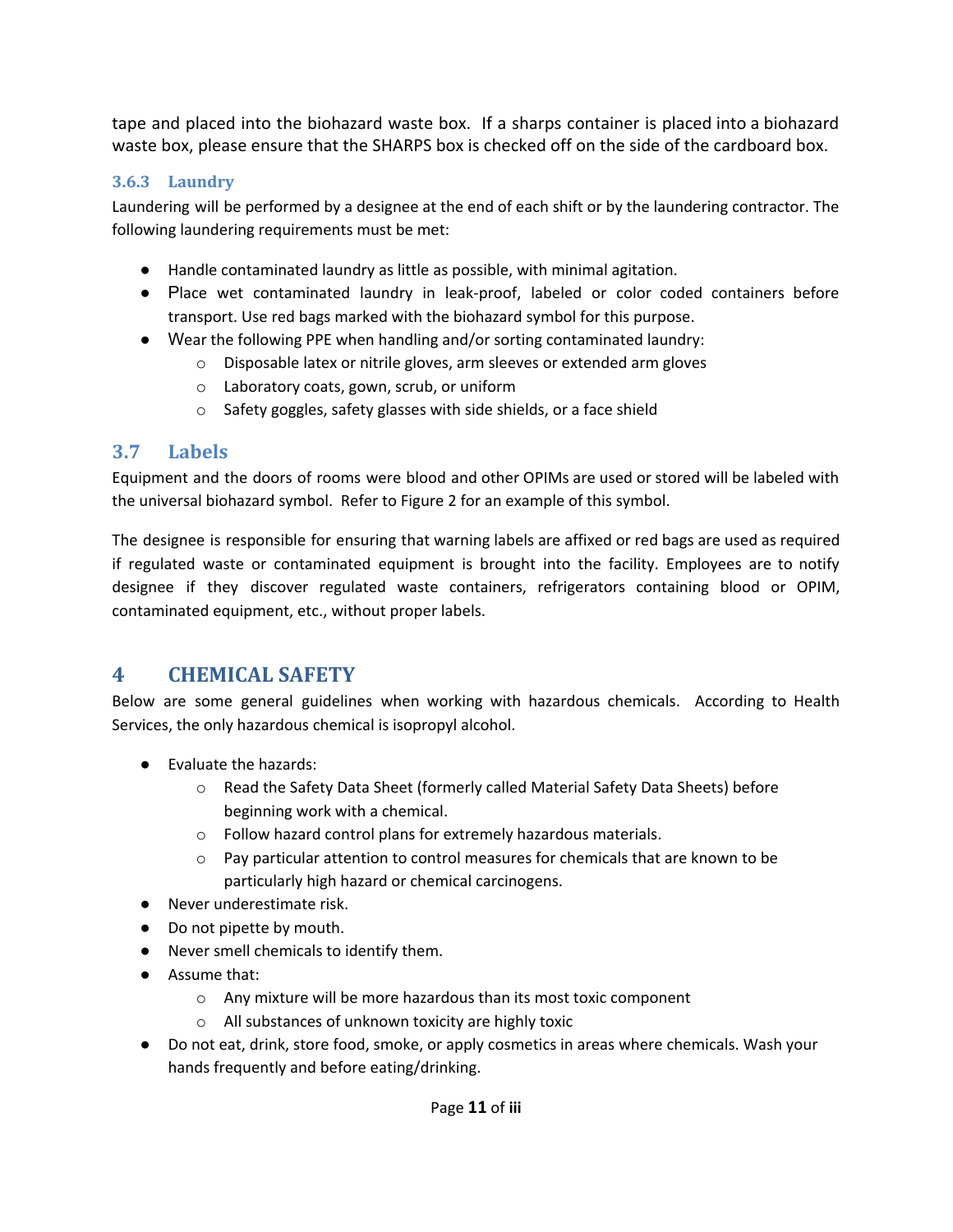tape and placed into the biohazard waste box. If a sharps container is placed into a biohazard waste box, please ensure that the SHARPS box is checked off on the side of the cardboard box.

### 3.6.3 Laundry

Laundering will be performed by a designee at the end of each shift or by the laundering contractor. The following laundering requirements must be met:

- Handle contaminated laundry as little as possible, with minimal agitation.
- Place wet contaminated laundry in leak-proof, labeled or color coded containers before transport. Use red bags marked with the biohazard symbol for this purpose.
- Wear the following PPE when handling and/or sorting contaminated laundry:
  - Disposable latex or nitrile gloves, arm sleeves or extended arm gloves
  - Laboratory coats, gown, scrub, or uniform
  - Safety goggles, safety glasses with side shields, or a face shield

## 3.7 Labels

Equipment and the doors of rooms were blood and other OPIMs are used or stored will be labeled with the universal biohazard symbol. Refer to Figure 2 for an example of this symbol.

The designee is responsible for ensuring that warning labels are affixed or red bags are used as required if regulated waste or contaminated equipment is brought into the facility. Employees are to notify designee if they discover regulated waste containers, refrigerators containing blood or OPIM, contaminated equipment, etc., without proper labels.

# 4 CHEMICAL SAFETY

Below are some general guidelines when working with hazardous chemicals. According to Health Services, the only hazardous chemical is isopropyl alcohol.

- Evaluate the hazards:
  - Read the Safety Data Sheet (formerly called Material Safety Data Sheets) before beginning work with a chemical.
  - Follow hazard control plans for extremely hazardous materials.
  - Pay particular attention to control measures for chemicals that are known to be particularly high hazard or chemical carcinogens.
- Never underestimate risk.
- Do not pipette by mouth.
- Never smell chemicals to identify them.
- Assume that:
  - Any mixture will be more hazardous than its most toxic component
  - All substances of unknown toxicity are highly toxic
- Do not eat, drink, store food, smoke, or apply cosmetics in areas where chemicals. Wash your hands frequently and before eating/drinking.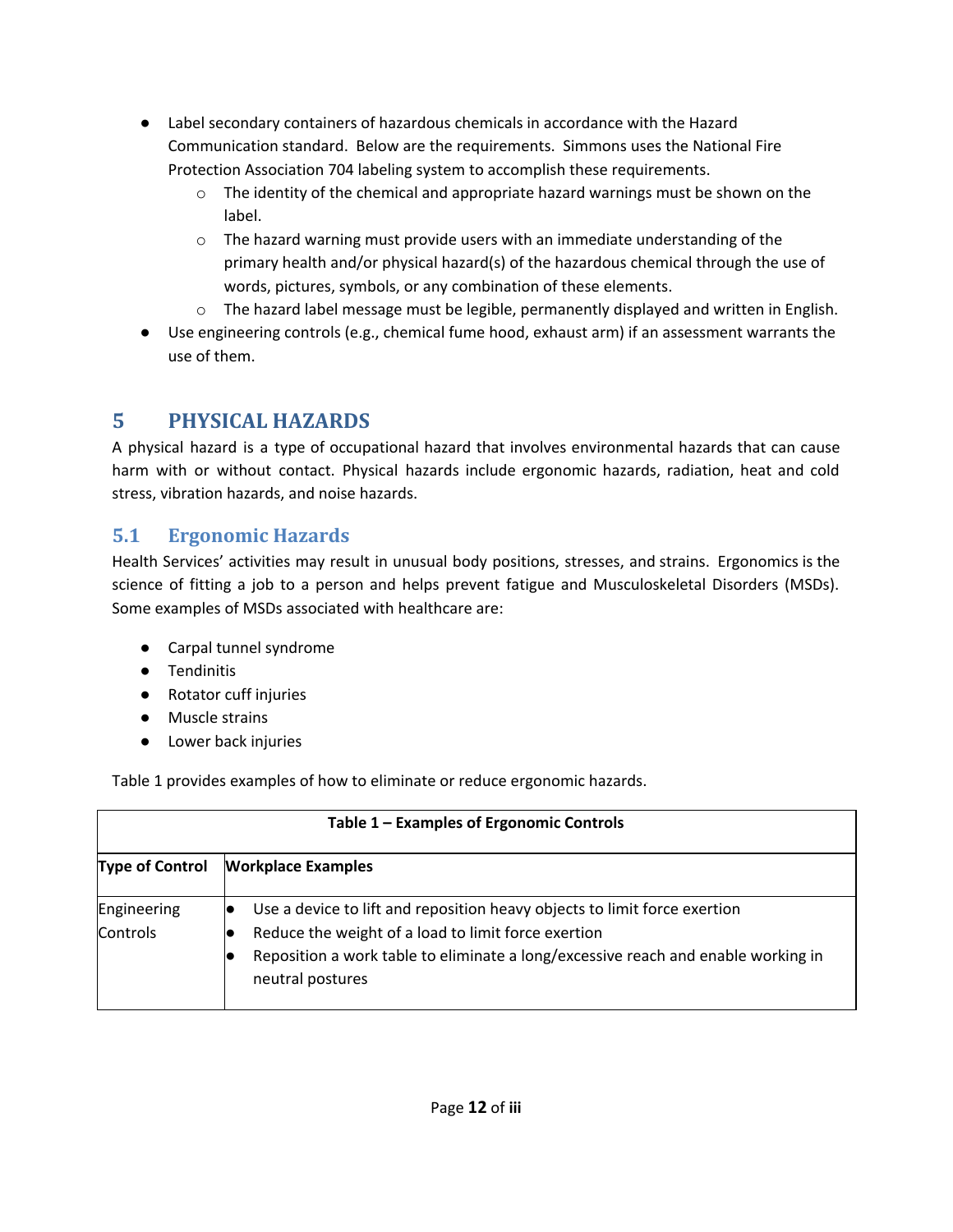- Label secondary containers of hazardous chemicals in accordance with the Hazard Communication standard. Below are the requirements. Simmons uses the National Fire Protection Association 704 labeling system to accomplish these requirements.
  - The identity of the chemical and appropriate hazard warnings must be shown on the label.
  - The hazard warning must provide users with an immediate understanding of the primary health and/or physical hazard(s) of the hazardous chemical through the use of words, pictures, symbols, or any combination of these elements.
  - The hazard label message must be legible, permanently displayed and written in English.
- Use engineering controls (e.g., chemical fume hood, exhaust arm) if an assessment warrants the use of them.

# 5 PHYSICAL HAZARDS

A physical hazard is a type of occupational hazard that involves environmental hazards that can cause harm with or without contact. Physical hazards include ergonomic hazards, radiation, heat and cold stress, vibration hazards, and noise hazards.

## 5.1 Ergonomic Hazards

Health Services' activities may result in unusual body positions, stresses, and strains. Ergonomics is the science of fitting a job to a person and helps prevent fatigue and Musculoskeletal Disorders (MSDs). Some examples of MSDs associated with healthcare are:

- Carpal tunnel syndrome
- Tendinitis
- Rotator cuff injuries
- Muscle strains
- Lower back injuries

Table 1 provides examples of how to eliminate or reduce ergonomic hazards.

**Table 1 – Examples of Ergonomic Controls**

| Type of Control | Workplace Examples |
|---|---|
| Engineering Controls | • Use a device to lift and reposition heavy objects to limit force exertion<br>• Reduce the weight of a load to limit force exertion<br>• Reposition a work table to eliminate a long/excessive reach and enable working in neutral postures |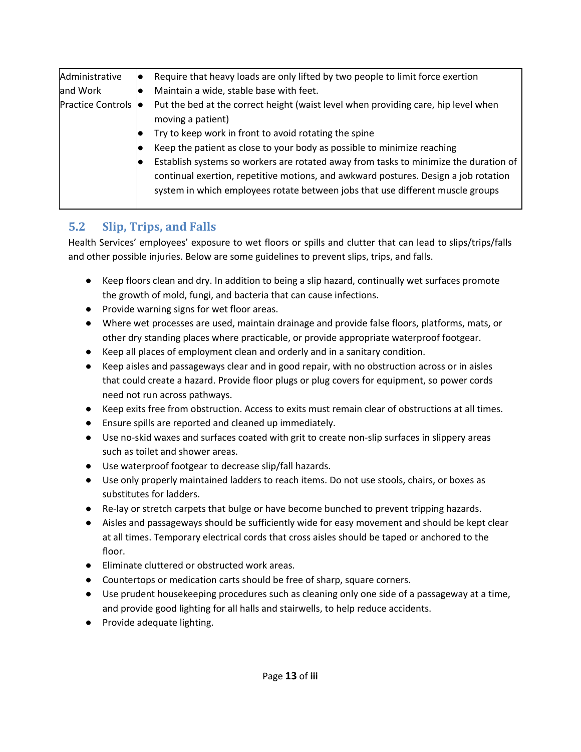| Administrative and Work Practice Controls | <ul><li>Require that heavy loads are only lifted by two people to limit force exertion</li><li>Maintain a wide, stable base with feet.</li><li>Put the bed at the correct height (waist level when providing care, hip level when moving a patient)</li><li>Try to keep work in front to avoid rotating the spine</li><li>Keep the patient as close to your body as possible to minimize reaching</li><li>Establish systems so workers are rotated away from tasks to minimize the duration of continual exertion, repetitive motions, and awkward postures. Design a job rotation system in which employees rotate between jobs that use different muscle groups</li></ul> |
|---|---|

## 5.2 Slip, Trips, and Falls

Health Services' employees' exposure to wet floors or spills and clutter that can lead to slips/trips/falls and other possible injuries. Below are some guidelines to prevent slips, trips, and falls.

- Keep floors clean and dry. In addition to being a slip hazard, continually wet surfaces promote the growth of mold, fungi, and bacteria that can cause infections.
- Provide warning signs for wet floor areas.
- Where wet processes are used, maintain drainage and provide false floors, platforms, mats, or other dry standing places where practicable, or provide appropriate waterproof footgear.
- Keep all places of employment clean and orderly and in a sanitary condition.
- Keep aisles and passageways clear and in good repair, with no obstruction across or in aisles that could create a hazard. Provide floor plugs or plug covers for equipment, so power cords need not run across pathways.
- Keep exits free from obstruction. Access to exits must remain clear of obstructions at all times.
- Ensure spills are reported and cleaned up immediately.
- Use no-skid waxes and surfaces coated with grit to create non-slip surfaces in slippery areas such as toilet and shower areas.
- Use waterproof footgear to decrease slip/fall hazards.
- Use only properly maintained ladders to reach items. Do not use stools, chairs, or boxes as substitutes for ladders.
- Re-lay or stretch carpets that bulge or have become bunched to prevent tripping hazards.
- Aisles and passageways should be sufficiently wide for easy movement and should be kept clear at all times. Temporary electrical cords that cross aisles should be taped or anchored to the floor.
- Eliminate cluttered or obstructed work areas.
- Countertops or medication carts should be free of sharp, square corners.
- Use prudent housekeeping procedures such as cleaning only one side of a passageway at a time, and provide good lighting for all halls and stairwells, to help reduce accidents.
- Provide adequate lighting.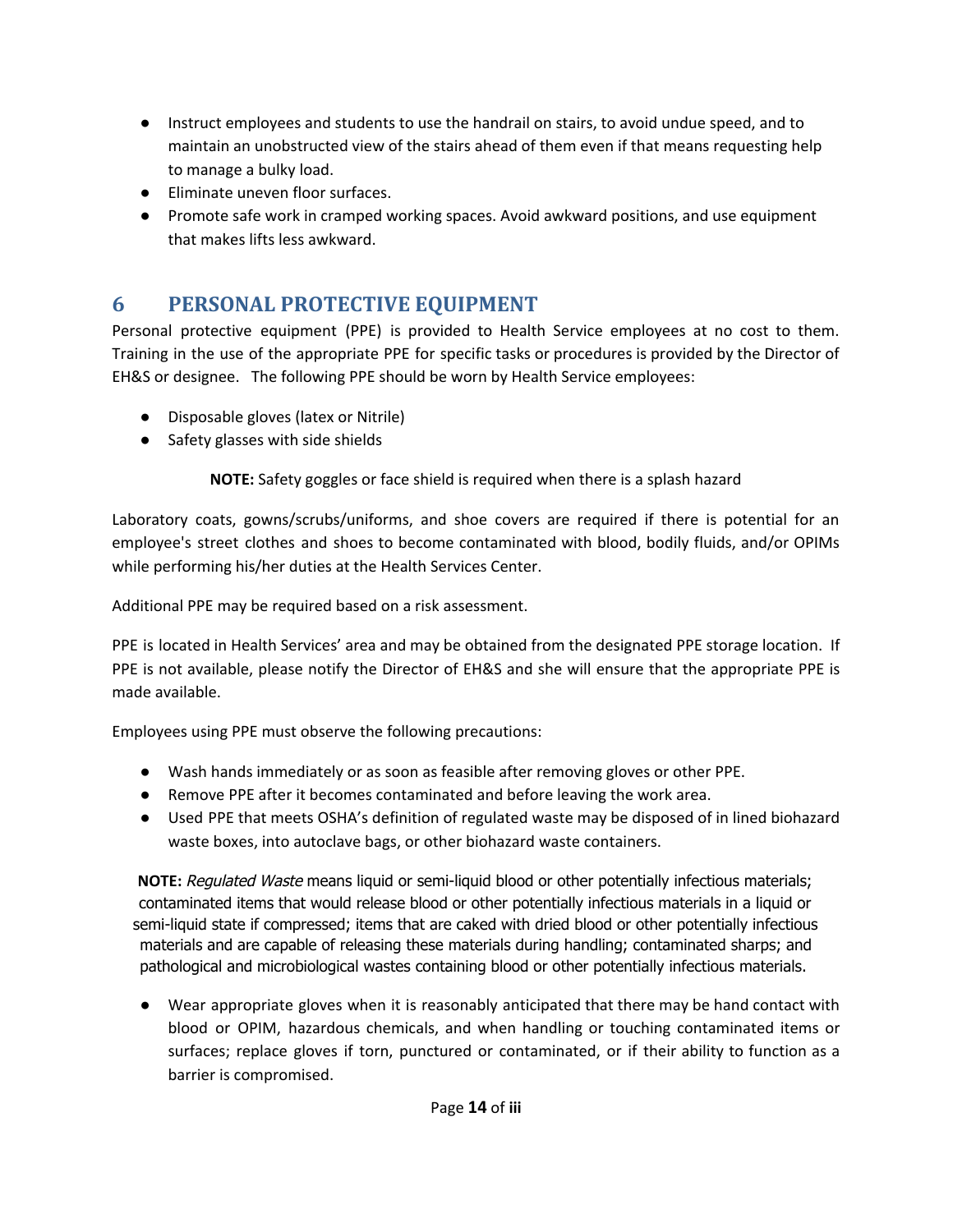- Instruct employees and students to use the handrail on stairs, to avoid undue speed, and to maintain an unobstructed view of the stairs ahead of them even if that means requesting help to manage a bulky load.
- Eliminate uneven floor surfaces.
- Promote safe work in cramped working spaces. Avoid awkward positions, and use equipment that makes lifts less awkward.

# 6 PERSONAL PROTECTIVE EQUIPMENT

Personal protective equipment (PPE) is provided to Health Service employees at no cost to them. Training in the use of the appropriate PPE for specific tasks or procedures is provided by the Director of EH&S or designee. The following PPE should be worn by Health Service employees:

- Disposable gloves (latex or Nitrile)
- Safety glasses with side shields

**NOTE:** Safety goggles or face shield is required when there is a splash hazard

Laboratory coats, gowns/scrubs/uniforms, and shoe covers are required if there is potential for an employee's street clothes and shoes to become contaminated with blood, bodily fluids, and/or OPIMs while performing his/her duties at the Health Services Center.

Additional PPE may be required based on a risk assessment.

PPE is located in Health Services' area and may be obtained from the designated PPE storage location. If PPE is not available, please notify the Director of EH&S and she will ensure that the appropriate PPE is made available.

Employees using PPE must observe the following precautions:

- Wash hands immediately or as soon as feasible after removing gloves or other PPE.
- Remove PPE after it becomes contaminated and before leaving the work area.
- Used PPE that meets OSHA's definition of regulated waste may be disposed of in lined biohazard waste boxes, into autoclave bags, or other biohazard waste containers.

**NOTE:** *Regulated Waste* means liquid or semi-liquid blood or other potentially infectious materials; contaminated items that would release blood or other potentially infectious materials in a liquid or semi-liquid state if compressed; items that are caked with dried blood or other potentially infectious materials and are capable of releasing these materials during handling; contaminated sharps; and pathological and microbiological wastes containing blood or other potentially infectious materials.

- Wear appropriate gloves when it is reasonably anticipated that there may be hand contact with blood or OPIM, hazardous chemicals, and when handling or touching contaminated items or surfaces; replace gloves if torn, punctured or contaminated, or if their ability to function as a barrier is compromised.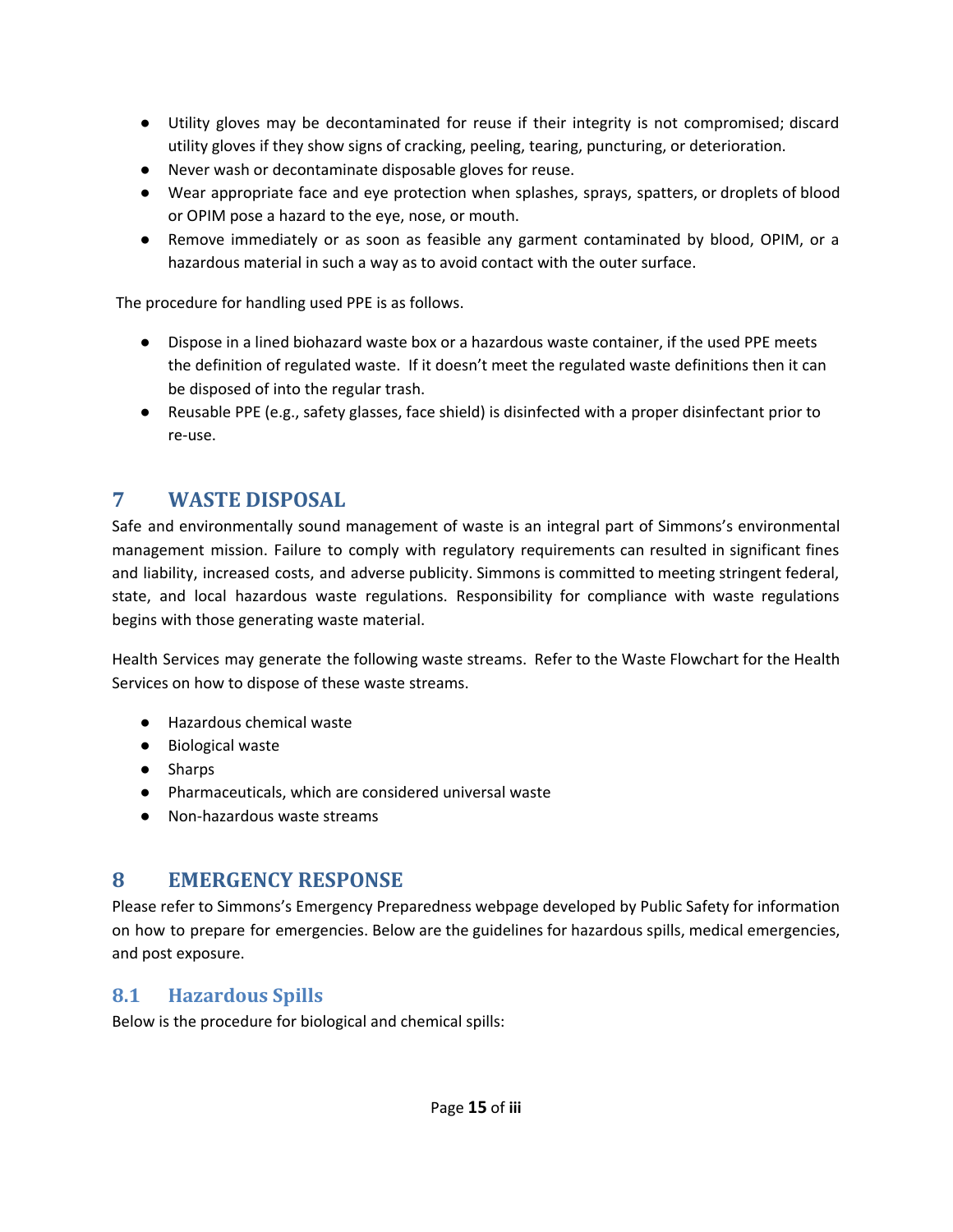- Utility gloves may be decontaminated for reuse if their integrity is not compromised; discard utility gloves if they show signs of cracking, peeling, tearing, puncturing, or deterioration.
- Never wash or decontaminate disposable gloves for reuse.
- Wear appropriate face and eye protection when splashes, sprays, spatters, or droplets of blood or OPIM pose a hazard to the eye, nose, or mouth.
- Remove immediately or as soon as feasible any garment contaminated by blood, OPIM, or a hazardous material in such a way as to avoid contact with the outer surface.

The procedure for handling used PPE is as follows.

- Dispose in a lined biohazard waste box or a hazardous waste container, if the used PPE meets the definition of regulated waste. If it doesn't meet the regulated waste definitions then it can be disposed of into the regular trash.
- Reusable PPE (e.g., safety glasses, face shield) is disinfected with a proper disinfectant prior to re-use.

# 7 WASTE DISPOSAL

Safe and environmentally sound management of waste is an integral part of Simmons's environmental management mission. Failure to comply with regulatory requirements can resulted in significant fines and liability, increased costs, and adverse publicity. Simmons is committed to meeting stringent federal, state, and local hazardous waste regulations. Responsibility for compliance with waste regulations begins with those generating waste material.

Health Services may generate the following waste streams. Refer to the Waste Flowchart for the Health Services on how to dispose of these waste streams.

- Hazardous chemical waste
- Biological waste
- Sharps
- Pharmaceuticals, which are considered universal waste
- Non-hazardous waste streams

# 8 EMERGENCY RESPONSE

Please refer to Simmons's Emergency Preparedness webpage developed by Public Safety for information on how to prepare for emergencies. Below are the guidelines for hazardous spills, medical emergencies, and post exposure.

## 8.1 Hazardous Spills

Below is the procedure for biological and chemical spills: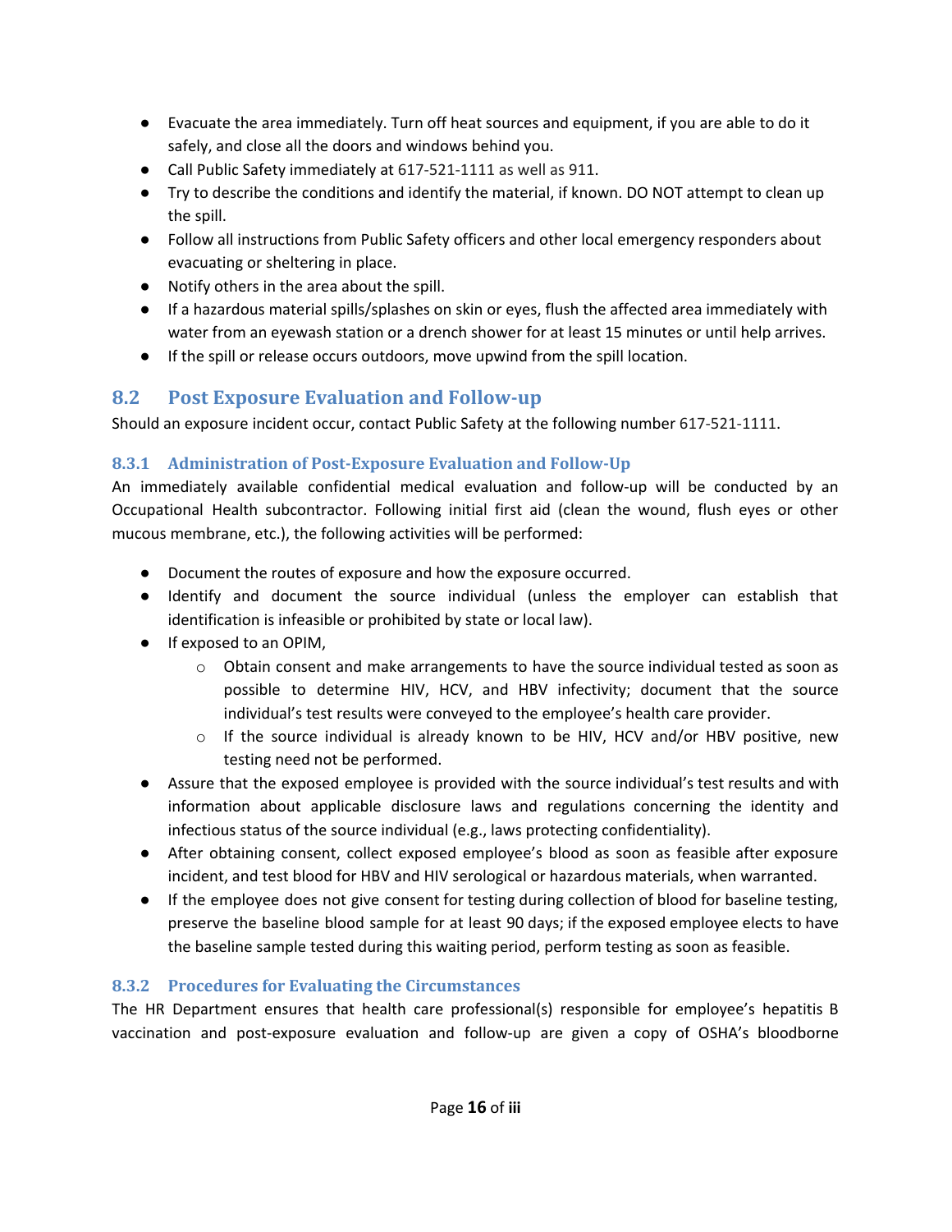- Evacuate the area immediately. Turn off heat sources and equipment, if you are able to do it safely, and close all the doors and windows behind you.
- Call Public Safety immediately at 617-521-1111 as well as 911.
- Try to describe the conditions and identify the material, if known. DO NOT attempt to clean up the spill.
- Follow all instructions from Public Safety officers and other local emergency responders about evacuating or sheltering in place.
- Notify others in the area about the spill.
- If a hazardous material spills/splashes on skin or eyes, flush the affected area immediately with water from an eyewash station or a drench shower for at least 15 minutes or until help arrives.
- If the spill or release occurs outdoors, move upwind from the spill location.

## 8.2 Post Exposure Evaluation and Follow-up

Should an exposure incident occur, contact Public Safety at the following number 617-521-1111.

### 8.3.1 Administration of Post-Exposure Evaluation and Follow-Up

An immediately available confidential medical evaluation and follow-up will be conducted by an Occupational Health subcontractor. Following initial first aid (clean the wound, flush eyes or other mucous membrane, etc.), the following activities will be performed:

- Document the routes of exposure and how the exposure occurred.
- Identify and document the source individual (unless the employer can establish that identification is infeasible or prohibited by state or local law).
- If exposed to an OPIM,
  - Obtain consent and make arrangements to have the source individual tested as soon as possible to determine HIV, HCV, and HBV infectivity; document that the source individual's test results were conveyed to the employee's health care provider.
  - If the source individual is already known to be HIV, HCV and/or HBV positive, new testing need not be performed.
- Assure that the exposed employee is provided with the source individual's test results and with information about applicable disclosure laws and regulations concerning the identity and infectious status of the source individual (e.g., laws protecting confidentiality).
- After obtaining consent, collect exposed employee's blood as soon as feasible after exposure incident, and test blood for HBV and HIV serological or hazardous materials, when warranted.
- If the employee does not give consent for testing during collection of blood for baseline testing, preserve the baseline blood sample for at least 90 days; if the exposed employee elects to have the baseline sample tested during this waiting period, perform testing as soon as feasible.

### 8.3.2 Procedures for Evaluating the Circumstances

The HR Department ensures that health care professional(s) responsible for employee's hepatitis B vaccination and post-exposure evaluation and follow-up are given a copy of OSHA's bloodborne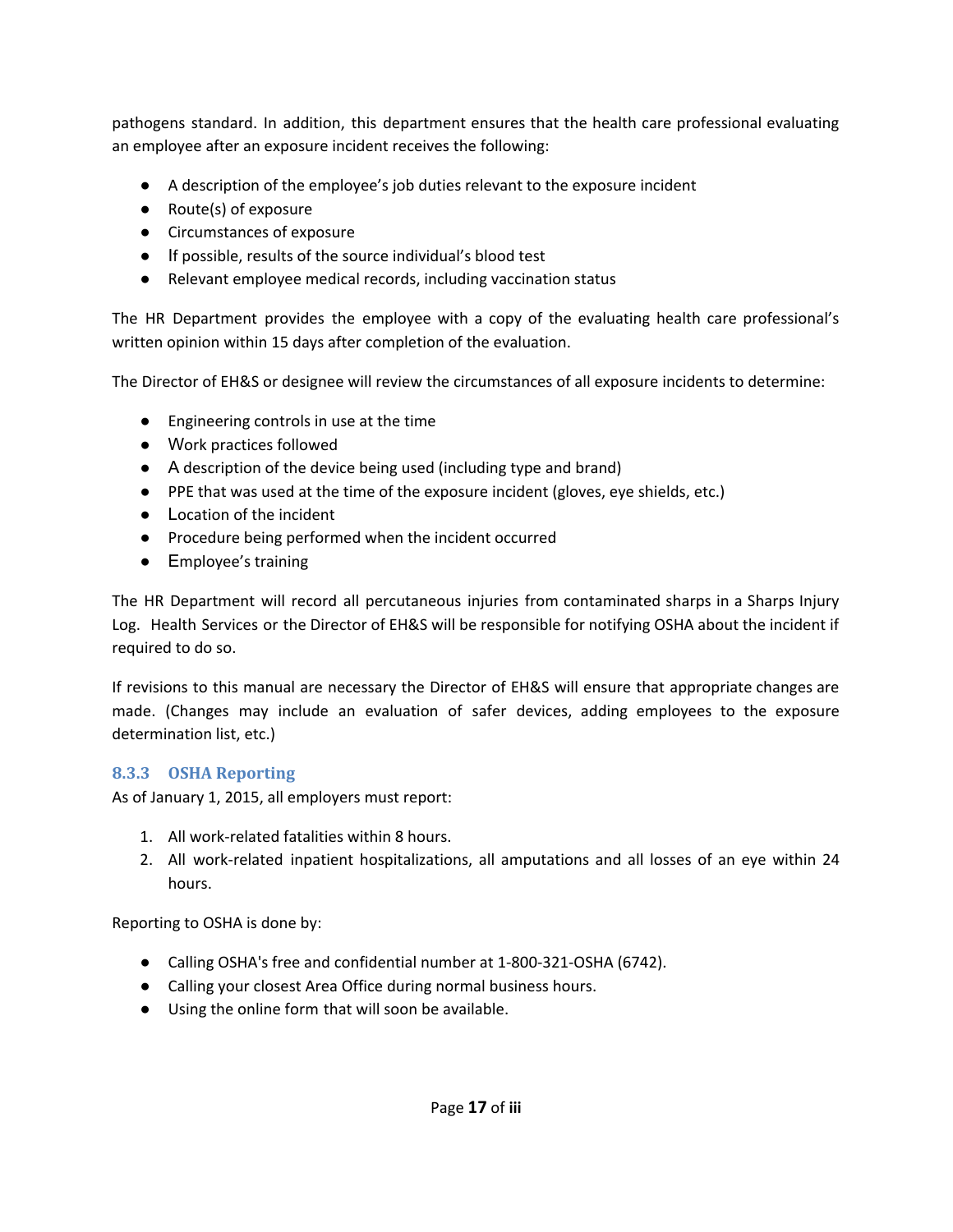pathogens standard. In addition, this department ensures that the health care professional evaluating an employee after an exposure incident receives the following:

- A description of the employee's job duties relevant to the exposure incident
- Route(s) of exposure
- Circumstances of exposure
- If possible, results of the source individual's blood test
- Relevant employee medical records, including vaccination status

The HR Department provides the employee with a copy of the evaluating health care professional's written opinion within 15 days after completion of the evaluation.

The Director of EH&S or designee will review the circumstances of all exposure incidents to determine:

- Engineering controls in use at the time
- Work practices followed
- A description of the device being used (including type and brand)
- PPE that was used at the time of the exposure incident (gloves, eye shields, etc.)
- Location of the incident
- Procedure being performed when the incident occurred
- Employee's training

The HR Department will record all percutaneous injuries from contaminated sharps in a Sharps Injury Log. Health Services or the Director of EH&S will be responsible for notifying OSHA about the incident if required to do so.

If revisions to this manual are necessary the Director of EH&S will ensure that appropriate changes are made. (Changes may include an evaluation of safer devices, adding employees to the exposure determination list, etc.)

### 8.3.3 OSHA Reporting

As of January 1, 2015, all employers must report:

1. All work-related fatalities within 8 hours.
2. All work-related inpatient hospitalizations, all amputations and all losses of an eye within 24 hours.

Reporting to OSHA is done by:

- Calling OSHA's free and confidential number at 1-800-321-OSHA (6742).
- Calling your closest Area Office during normal business hours.
- Using the online form that will soon be available.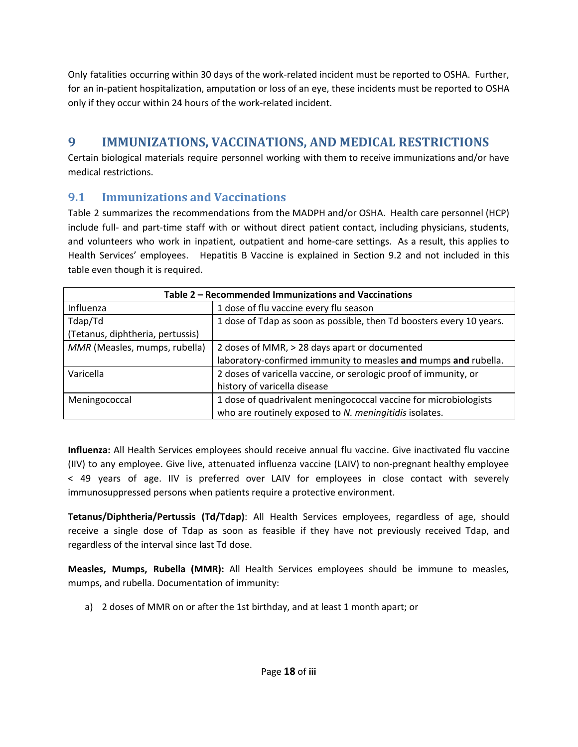Only fatalities occurring within 30 days of the work-related incident must be reported to OSHA. Further, for an in-patient hospitalization, amputation or loss of an eye, these incidents must be reported to OSHA only if they occur within 24 hours of the work-related incident.

# 9 IMMUNIZATIONS, VACCINATIONS, AND MEDICAL RESTRICTIONS

Certain biological materials require personnel working with them to receive immunizations and/or have medical restrictions.

## 9.1 Immunizations and Vaccinations

Table 2 summarizes the recommendations from the MADPH and/or OSHA. Health care personnel (HCP) include full- and part-time staff with or without direct patient contact, including physicians, students, and volunteers who work in inpatient, outpatient and home-care settings. As a result, this applies to Health Services' employees. Hepatitis B Vaccine is explained in Section 9.2 and not included in this table even though it is required.

**Table 2 – Recommended Immunizations and Vaccinations**

| | |
|---|---|
| Influenza | 1 dose of flu vaccine every flu season |
| Tdap/Td (Tetanus, diphtheria, pertussis) | 1 dose of Tdap as soon as possible, then Td boosters every 10 years. |
| *MMR* (Measles, mumps, rubella) | 2 doses of MMR, > 28 days apart or documented laboratory-confirmed immunity to measles **and** mumps **and** rubella. |
| Varicella | 2 doses of varicella vaccine, or serologic proof of immunity, or history of varicella disease |
| Meningococcal | 1 dose of quadrivalent meningococcal vaccine for microbiologists who are routinely exposed to *N. meningitidis* isolates. |

**Influenza:** All Health Services employees should receive annual flu vaccine. Give inactivated flu vaccine (IIV) to any employee. Give live, attenuated influenza vaccine (LAIV) to non-pregnant healthy employee < 49 years of age. IIV is preferred over LAIV for employees in close contact with severely immunosuppressed persons when patients require a protective environment.

**Tetanus/Diphtheria/Pertussis (Td/Tdap)**: All Health Services employees, regardless of age, should receive a single dose of Tdap as soon as feasible if they have not previously received Tdap, and regardless of the interval since last Td dose.

**Measles, Mumps, Rubella (MMR):** All Health Services employees should be immune to measles, mumps, and rubella. Documentation of immunity:

a) 2 doses of MMR on or after the 1st birthday, and at least 1 month apart; or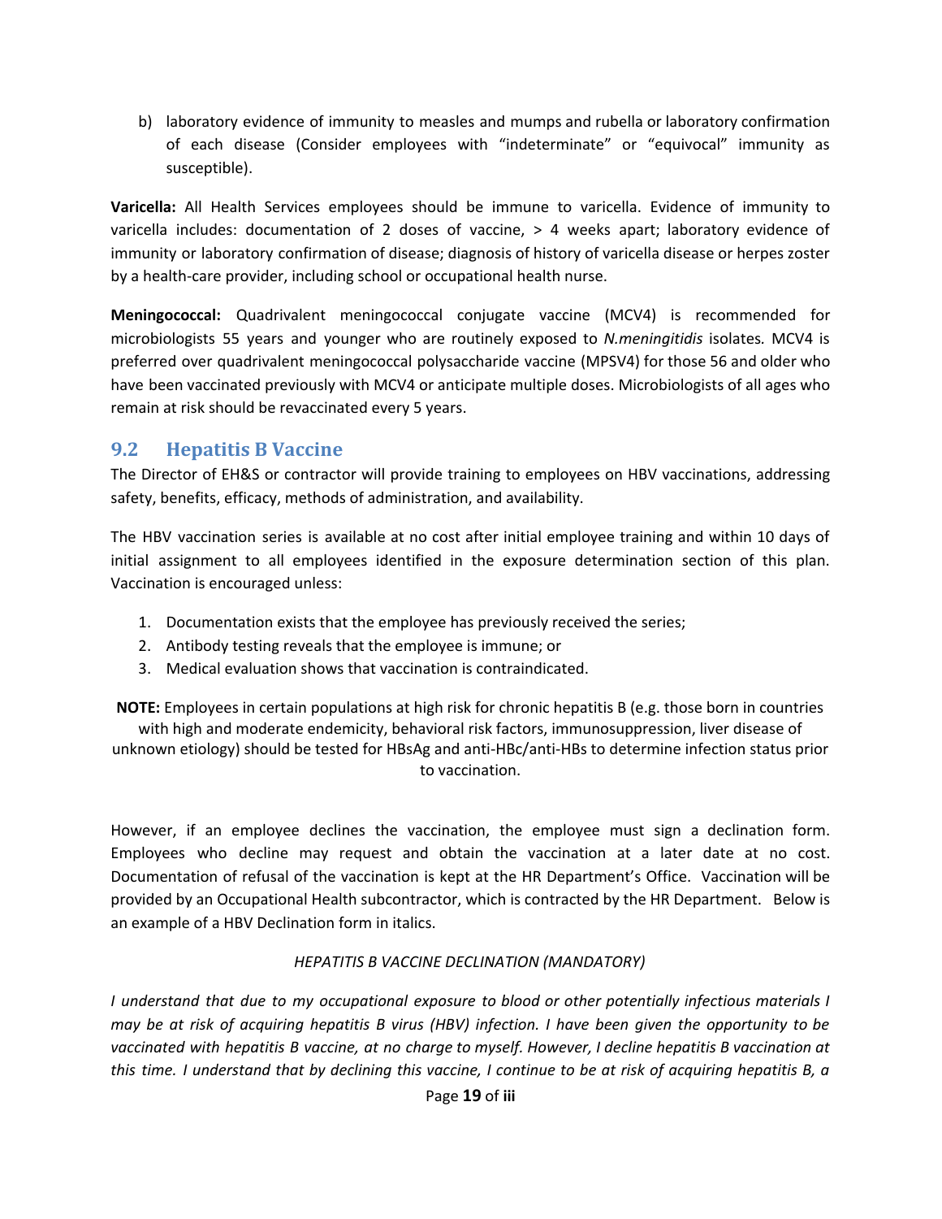b) laboratory evidence of immunity to measles and mumps and rubella or laboratory confirmation of each disease (Consider employees with "indeterminate" or "equivocal" immunity as susceptible).

**Varicella:** All Health Services employees should be immune to varicella. Evidence of immunity to varicella includes: documentation of 2 doses of vaccine, > 4 weeks apart; laboratory evidence of immunity or laboratory confirmation of disease; diagnosis of history of varicella disease or herpes zoster by a health-care provider, including school or occupational health nurse.

**Meningococcal:** Quadrivalent meningococcal conjugate vaccine (MCV4) is recommended for microbiologists 55 years and younger who are routinely exposed to *N.meningitidis* isolates. MCV4 is preferred over quadrivalent meningococcal polysaccharide vaccine (MPSV4) for those 56 and older who have been vaccinated previously with MCV4 or anticipate multiple doses. Microbiologists of all ages who remain at risk should be revaccinated every 5 years.

## 9.2 Hepatitis B Vaccine

The Director of EH&S or contractor will provide training to employees on HBV vaccinations, addressing safety, benefits, efficacy, methods of administration, and availability.

The HBV vaccination series is available at no cost after initial employee training and within 10 days of initial assignment to all employees identified in the exposure determination section of this plan. Vaccination is encouraged unless:

1. Documentation exists that the employee has previously received the series;
2. Antibody testing reveals that the employee is immune; or
3. Medical evaluation shows that vaccination is contraindicated.

**NOTE:** Employees in certain populations at high risk for chronic hepatitis B (e.g. those born in countries with high and moderate endemicity, behavioral risk factors, immunosuppression, liver disease of unknown etiology) should be tested for HBsAg and anti-HBc/anti-HBs to determine infection status prior to vaccination.

However, if an employee declines the vaccination, the employee must sign a declination form. Employees who decline may request and obtain the vaccination at a later date at no cost. Documentation of refusal of the vaccination is kept at the HR Department's Office. Vaccination will be provided by an Occupational Health subcontractor, which is contracted by the HR Department. Below is an example of a HBV Declination form in italics.

*HEPATITIS B VACCINE DECLINATION (MANDATORY)*

*I understand that due to my occupational exposure to blood or other potentially infectious materials I may be at risk of acquiring hepatitis B virus (HBV) infection. I have been given the opportunity to be vaccinated with hepatitis B vaccine, at no charge to myself. However, I decline hepatitis B vaccination at this time. I understand that by declining this vaccine, I continue to be at risk of acquiring hepatitis B, a*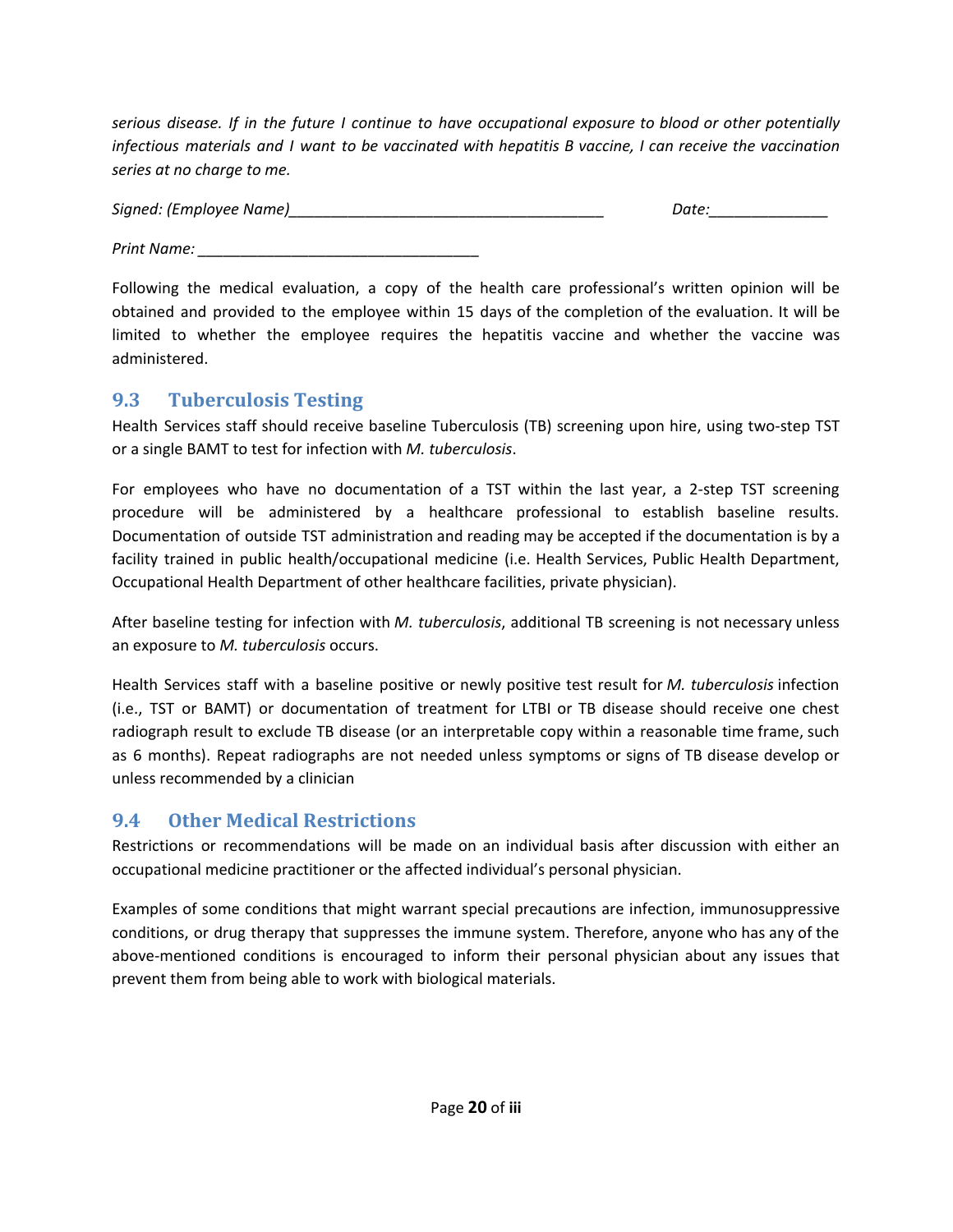*serious disease. If in the future I continue to have occupational exposure to blood or other potentially infectious materials and I want to be vaccinated with hepatitis B vaccine, I can receive the vaccination series at no charge to me.*

*Signed: (Employee Name)*_____________________________________ *Date:*______________

*Print Name:* _________________________________

Following the medical evaluation, a copy of the health care professional's written opinion will be obtained and provided to the employee within 15 days of the completion of the evaluation. It will be limited to whether the employee requires the hepatitis vaccine and whether the vaccine was administered.

## 9.3 Tuberculosis Testing

Health Services staff should receive baseline Tuberculosis (TB) screening upon hire, using two-step TST or a single BAMT to test for infection with *M. tuberculosis*.

For employees who have no documentation of a TST within the last year, a 2-step TST screening procedure will be administered by a healthcare professional to establish baseline results. Documentation of outside TST administration and reading may be accepted if the documentation is by a facility trained in public health/occupational medicine (i.e. Health Services, Public Health Department, Occupational Health Department of other healthcare facilities, private physician).

After baseline testing for infection with *M. tuberculosis*, additional TB screening is not necessary unless an exposure to *M. tuberculosis* occurs.

Health Services staff with a baseline positive or newly positive test result for *M. tuberculosis* infection (i.e., TST or BAMT) or documentation of treatment for LTBI or TB disease should receive one chest radiograph result to exclude TB disease (or an interpretable copy within a reasonable time frame, such as 6 months). Repeat radiographs are not needed unless symptoms or signs of TB disease develop or unless recommended by a clinician

## 9.4 Other Medical Restrictions

Restrictions or recommendations will be made on an individual basis after discussion with either an occupational medicine practitioner or the affected individual's personal physician.

Examples of some conditions that might warrant special precautions are infection, immunosuppressive conditions, or drug therapy that suppresses the immune system. Therefore, anyone who has any of the above-mentioned conditions is encouraged to inform their personal physician about any issues that prevent them from being able to work with biological materials.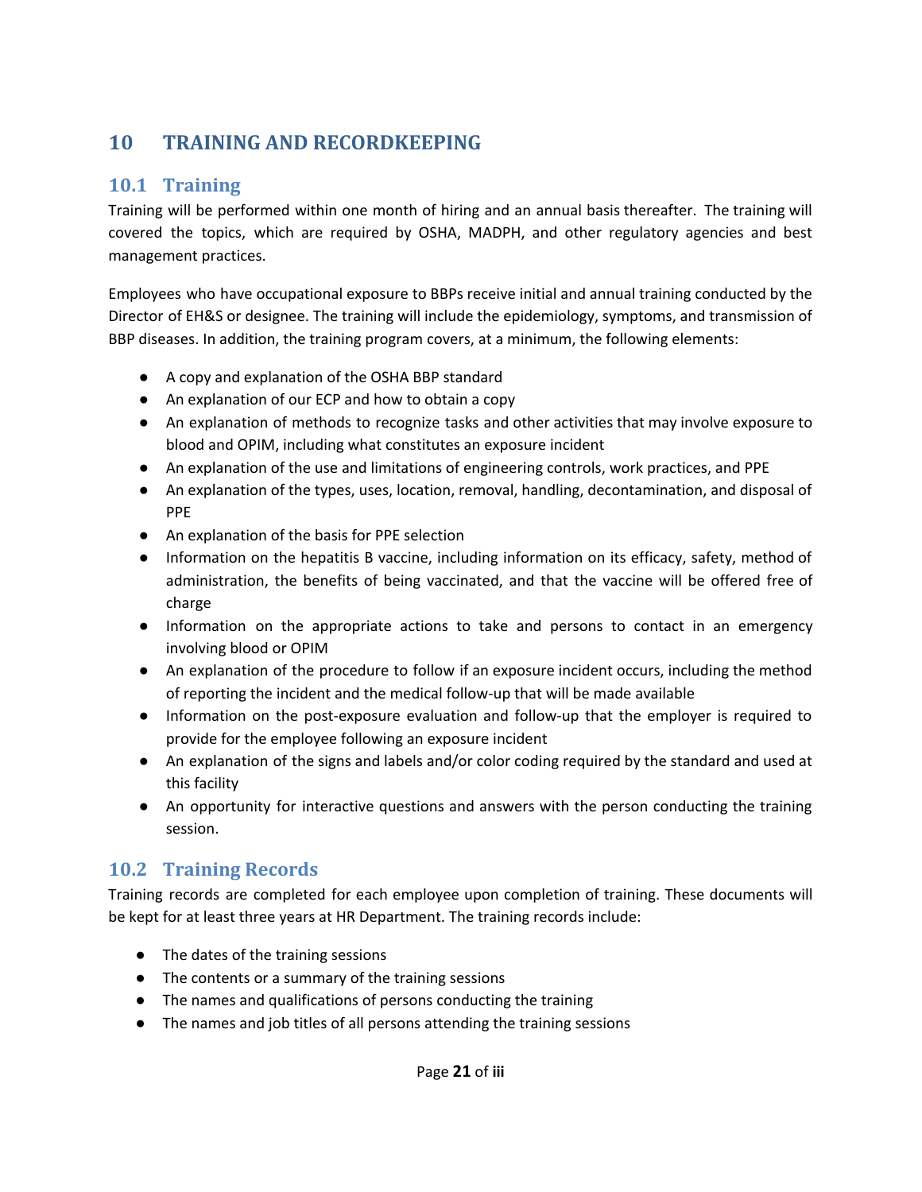# 10 TRAINING AND RECORDKEEPING

## 10.1 Training

Training will be performed within one month of hiring and an annual basis thereafter. The training will covered the topics, which are required by OSHA, MADPH, and other regulatory agencies and best management practices.

Employees who have occupational exposure to BBPs receive initial and annual training conducted by the Director of EH&S or designee. The training will include the epidemiology, symptoms, and transmission of BBP diseases. In addition, the training program covers, at a minimum, the following elements:

- A copy and explanation of the OSHA BBP standard
- An explanation of our ECP and how to obtain a copy
- An explanation of methods to recognize tasks and other activities that may involve exposure to blood and OPIM, including what constitutes an exposure incident
- An explanation of the use and limitations of engineering controls, work practices, and PPE
- An explanation of the types, uses, location, removal, handling, decontamination, and disposal of PPE
- An explanation of the basis for PPE selection
- Information on the hepatitis B vaccine, including information on its efficacy, safety, method of administration, the benefits of being vaccinated, and that the vaccine will be offered free of charge
- Information on the appropriate actions to take and persons to contact in an emergency involving blood or OPIM
- An explanation of the procedure to follow if an exposure incident occurs, including the method of reporting the incident and the medical follow-up that will be made available
- Information on the post-exposure evaluation and follow-up that the employer is required to provide for the employee following an exposure incident
- An explanation of the signs and labels and/or color coding required by the standard and used at this facility
- An opportunity for interactive questions and answers with the person conducting the training session.

## 10.2 Training Records

Training records are completed for each employee upon completion of training. These documents will be kept for at least three years at HR Department. The training records include:

- The dates of the training sessions
- The contents or a summary of the training sessions
- The names and qualifications of persons conducting the training
- The names and job titles of all persons attending the training sessions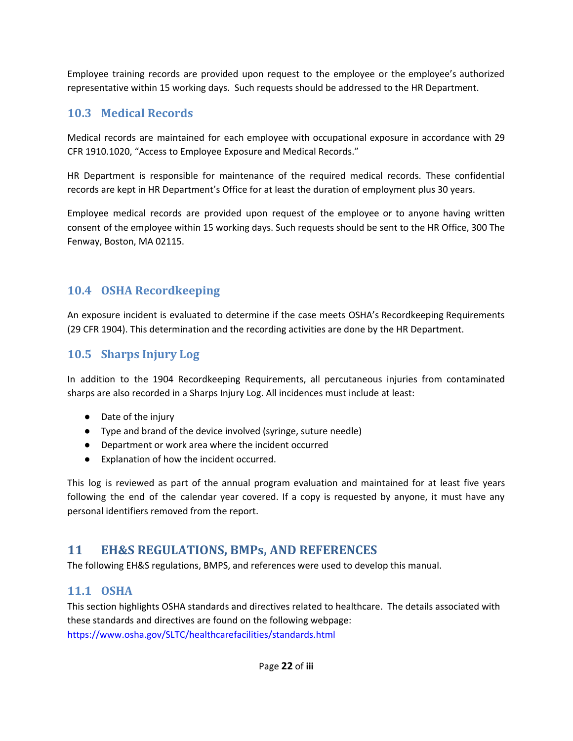Employee training records are provided upon request to the employee or the employee's authorized representative within 15 working days. Such requests should be addressed to the HR Department.

## 10.3 Medical Records

Medical records are maintained for each employee with occupational exposure in accordance with 29 CFR 1910.1020, "Access to Employee Exposure and Medical Records."

HR Department is responsible for maintenance of the required medical records. These confidential records are kept in HR Department's Office for at least the duration of employment plus 30 years.

Employee medical records are provided upon request of the employee or to anyone having written consent of the employee within 15 working days. Such requests should be sent to the HR Office, 300 The Fenway, Boston, MA 02115.

## 10.4 OSHA Recordkeeping

An exposure incident is evaluated to determine if the case meets OSHA's Recordkeeping Requirements (29 CFR 1904). This determination and the recording activities are done by the HR Department.

## 10.5 Sharps Injury Log

In addition to the 1904 Recordkeeping Requirements, all percutaneous injuries from contaminated sharps are also recorded in a Sharps Injury Log. All incidences must include at least:

- Date of the injury
- Type and brand of the device involved (syringe, suture needle)
- Department or work area where the incident occurred
- Explanation of how the incident occurred.

This log is reviewed as part of the annual program evaluation and maintained for at least five years following the end of the calendar year covered. If a copy is requested by anyone, it must have any personal identifiers removed from the report.

# 11 EH&S REGULATIONS, BMPs, AND REFERENCES

The following EH&S regulations, BMPS, and references were used to develop this manual.

## 11.1 OSHA

This section highlights OSHA standards and directives related to healthcare. The details associated with these standards and directives are found on the following webpage: https://www.osha.gov/SLTC/healthcarefacilities/standards.html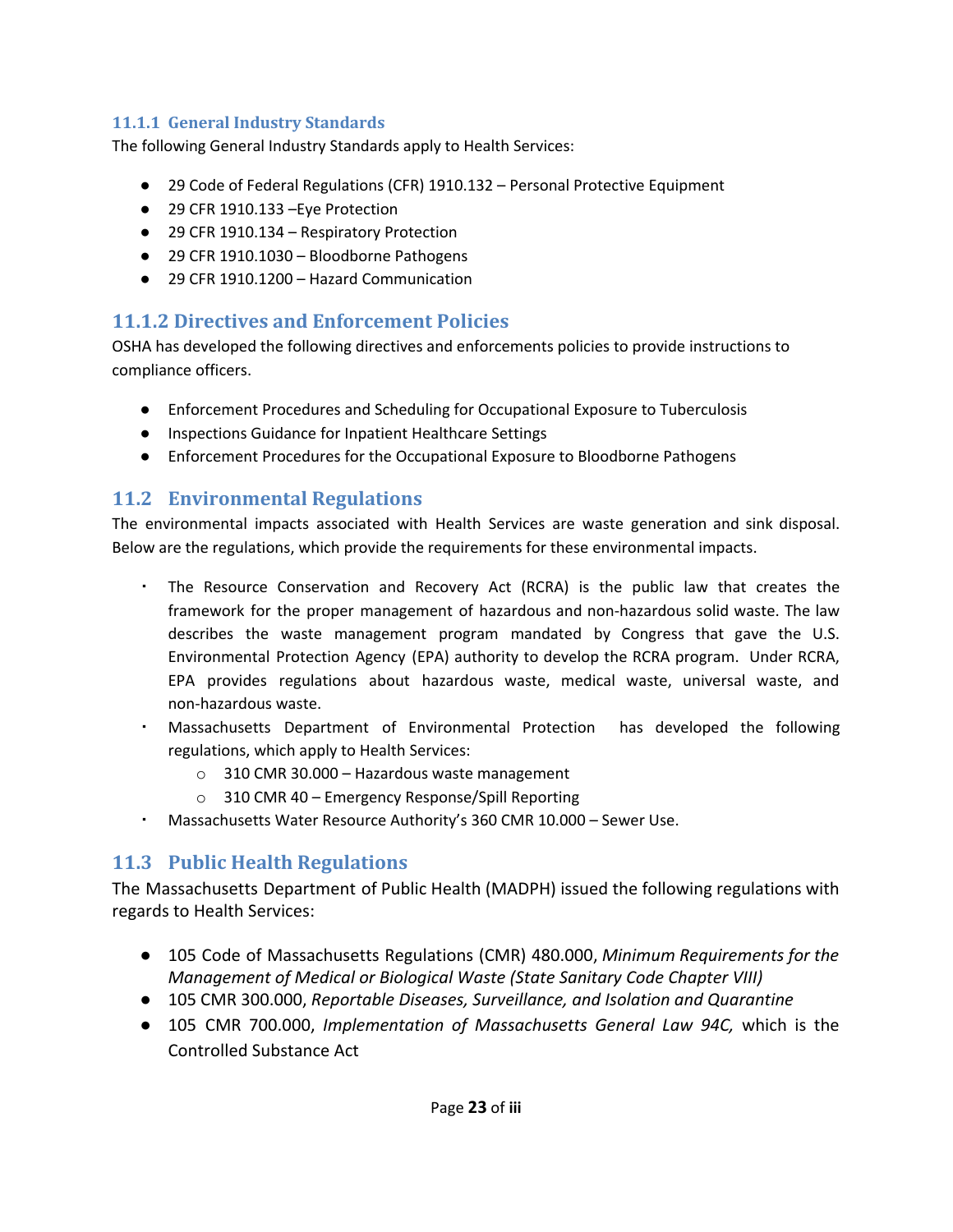### 11.1.1 General Industry Standards

The following General Industry Standards apply to Health Services:

- 29 Code of Federal Regulations (CFR) 1910.132 – Personal Protective Equipment
- 29 CFR 1910.133 –Eye Protection
- 29 CFR 1910.134 – Respiratory Protection
- 29 CFR 1910.1030 – Bloodborne Pathogens
- 29 CFR 1910.1200 – Hazard Communication

### 11.1.2 Directives and Enforcement Policies

OSHA has developed the following directives and enforcements policies to provide instructions to compliance officers.

- Enforcement Procedures and Scheduling for Occupational Exposure to Tuberculosis
- Inspections Guidance for Inpatient Healthcare Settings
- Enforcement Procedures for the Occupational Exposure to Bloodborne Pathogens

## 11.2 Environmental Regulations

The environmental impacts associated with Health Services are waste generation and sink disposal. Below are the regulations, which provide the requirements for these environmental impacts.

- The Resource Conservation and Recovery Act (RCRA) is the public law that creates the framework for the proper management of hazardous and non-hazardous solid waste. The law describes the waste management program mandated by Congress that gave the U.S. Environmental Protection Agency (EPA) authority to develop the RCRA program. Under RCRA, EPA provides regulations about hazardous waste, medical waste, universal waste, and non-hazardous waste.
- Massachusetts Department of Environmental Protection has developed the following regulations, which apply to Health Services:
  - 310 CMR 30.000 – Hazardous waste management
  - 310 CMR 40 – Emergency Response/Spill Reporting
- Massachusetts Water Resource Authority's 360 CMR 10.000 – Sewer Use.

## 11.3 Public Health Regulations

The Massachusetts Department of Public Health (MADPH) issued the following regulations with regards to Health Services:

- 105 Code of Massachusetts Regulations (CMR) 480.000, *Minimum Requirements for the Management of Medical or Biological Waste (State Sanitary Code Chapter VIII)*
- 105 CMR 300.000, *Reportable Diseases, Surveillance, and Isolation and Quarantine*
- 105 CMR 700.000, *Implementation of Massachusetts General Law 94C,* which is the Controlled Substance Act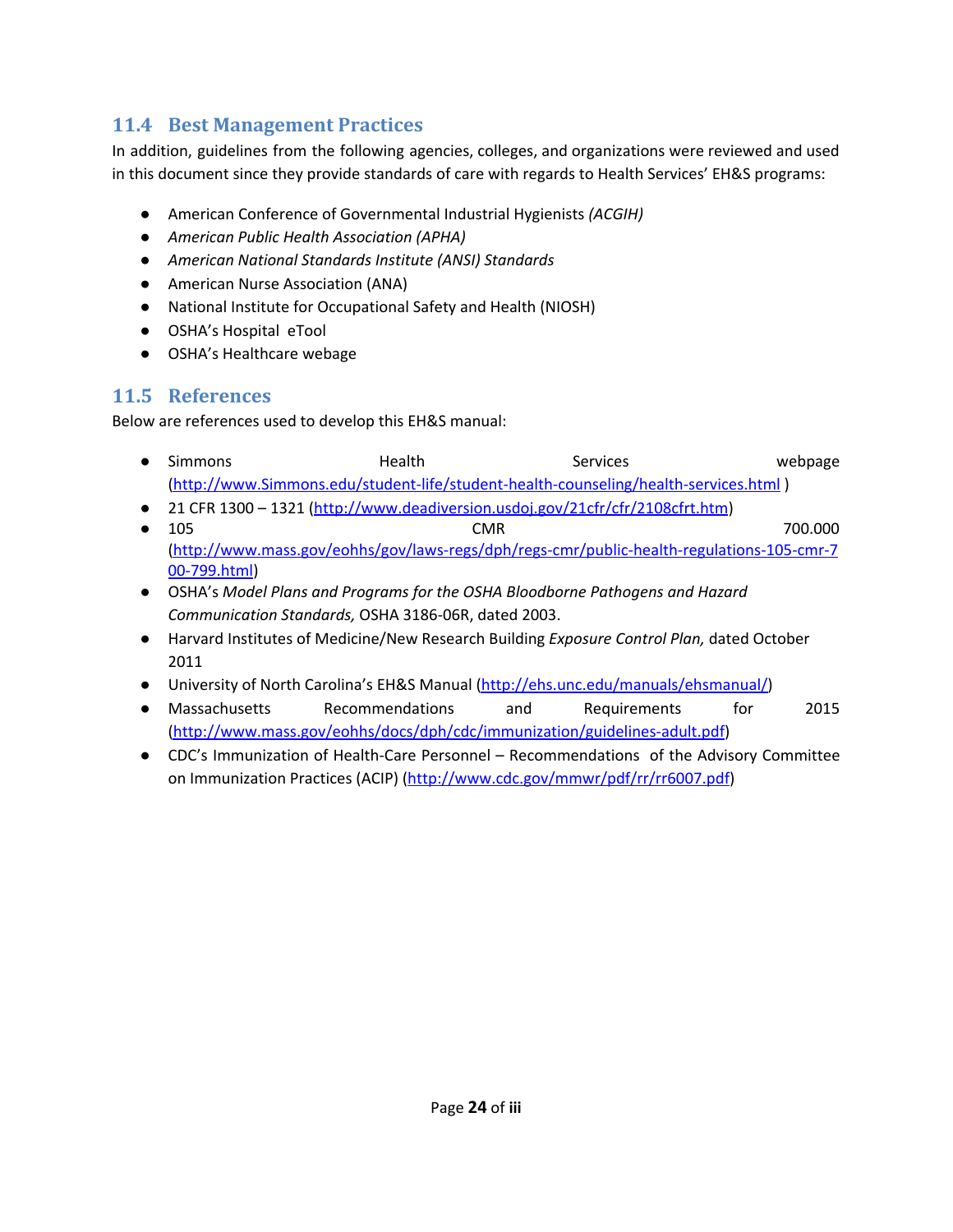## 11.4 Best Management Practices

In addition, guidelines from the following agencies, colleges, and organizations were reviewed and used in this document since they provide standards of care with regards to Health Services' EH&S programs:

- American Conference of Governmental Industrial Hygienists *(ACGIH)*
- *American Public Health Association (APHA)*
- *American National Standards Institute (ANSI) Standards*
- American Nurse Association (ANA)
- National Institute for Occupational Safety and Health (NIOSH)
- OSHA's Hospital eTool
- OSHA's Healthcare webage

## 11.5 References

Below are references used to develop this EH&S manual:

- Simmons Health Services webpage (http://www.Simmons.edu/student-life/student-health-counseling/health-services.html )
- 21 CFR 1300 – 1321 (http://www.deadiversion.usdoj.gov/21cfr/cfr/2108cfrt.htm)
- 105 CMR 700.000 (http://www.mass.gov/eohhs/gov/laws-regs/dph/regs-cmr/public-health-regulations-105-cmr-700-799.html)
- OSHA's *Model Plans and Programs for the OSHA Bloodborne Pathogens and Hazard Communication Standards,* OSHA 3186-06R, dated 2003.
- Harvard Institutes of Medicine/New Research Building *Exposure Control Plan,* dated October 2011
- University of North Carolina's EH&S Manual (http://ehs.unc.edu/manuals/ehsmanual/)
- Massachusetts Recommendations and Requirements for 2015 (http://www.mass.gov/eohhs/docs/dph/cdc/immunization/guidelines-adult.pdf)
- CDC's Immunization of Health-Care Personnel – Recommendations of the Advisory Committee on Immunization Practices (ACIP) (http://www.cdc.gov/mmwr/pdf/rr/rr6007.pdf)